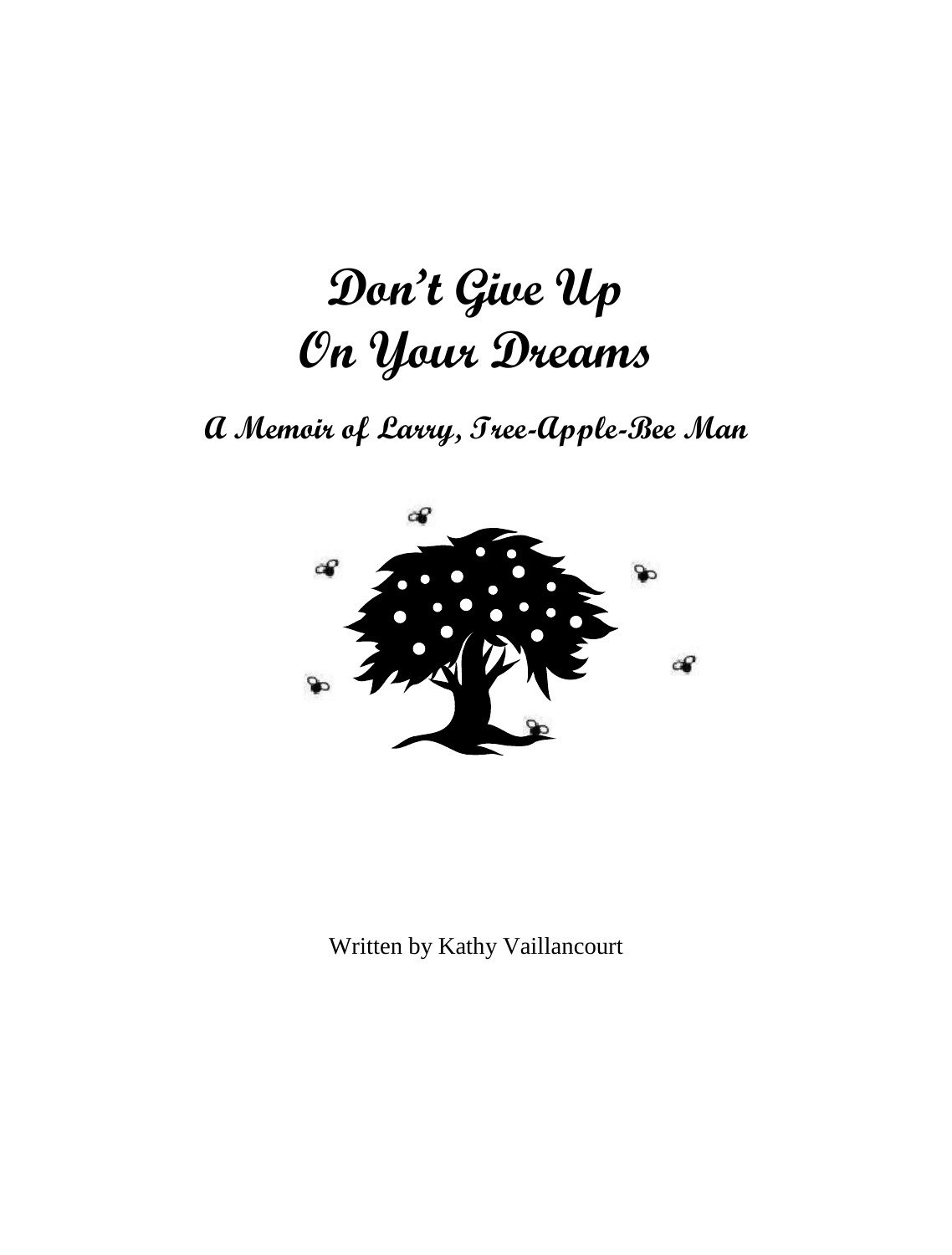# Don't Give Up On Your Dreams

## A Memoir of Larry, Tree-Apple-Bee Man

Written by Kathy Vaillancourt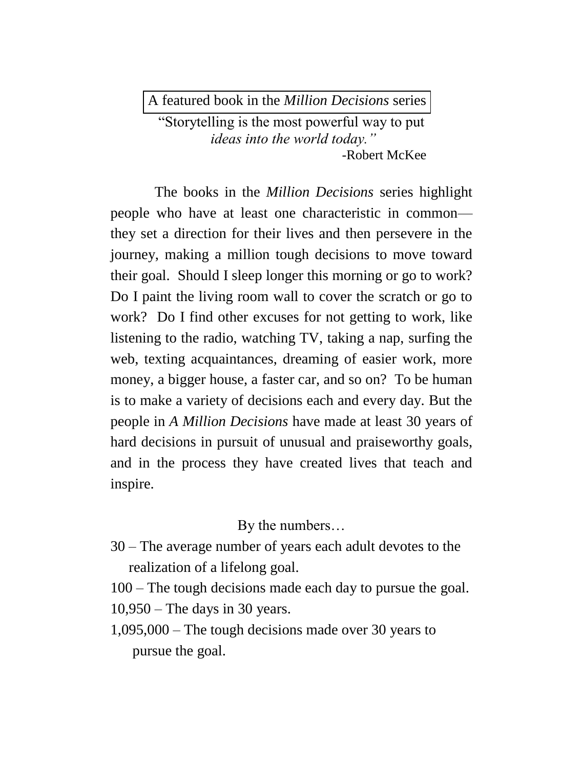A featured book in the *Million Decisions* series

"Storytelling is the most powerful way to put *ideas into the world today."*

-Robert McKee

The books in the *Million Decisions* series highlight people who have at least one characteristic in common—they set a direction for their lives and then persevere in the journey, making a million tough decisions to move toward their goal. Should I sleep longer this morning or go to work? Do I paint the living room wall to cover the scratch or go to work? Do I find other excuses for not getting to work, like listening to the radio, watching TV, taking a nap, surfing the web, texting acquaintances, dreaming of easier work, more money, a bigger house, a faster car, and so on? To be human is to make a variety of decisions each and every day. But the people in *A Million Decisions* have made at least 30 years of hard decisions in pursuit of unusual and praiseworthy goals, and in the process they have created lives that teach and inspire.

By the numbers…

30 – The average number of years each adult devotes to the realization of a lifelong goal.
100 – The tough decisions made each day to pursue the goal.
10,950 – The days in 30 years.
1,095,000 – The tough decisions made over 30 years to pursue the goal.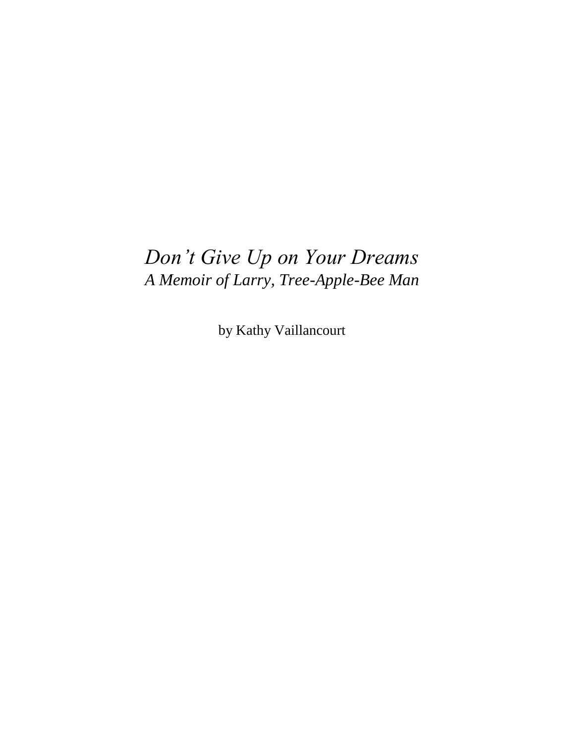# *Don't Give Up on Your Dreams*

## *A Memoir of Larry, Tree-Apple-Bee Man*

by Kathy Vaillancourt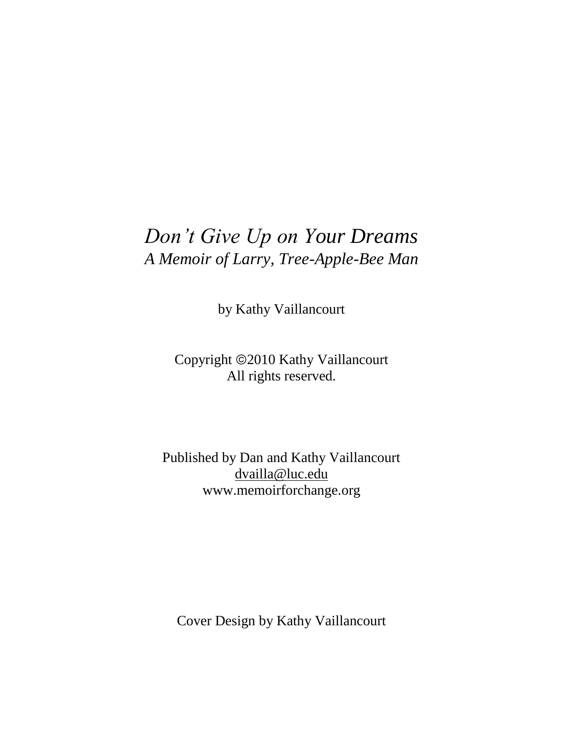# *Don't Give Up on Your Dreams*

## *A Memoir of Larry, Tree-Apple-Bee Man*

by Kathy Vaillancourt

Copyright ©2010 Kathy Vaillancourt
All rights reserved.

Published by Dan and Kathy Vaillancourt
dvailla@luc.edu
www.memoirforchange.org

Cover Design by Kathy Vaillancourt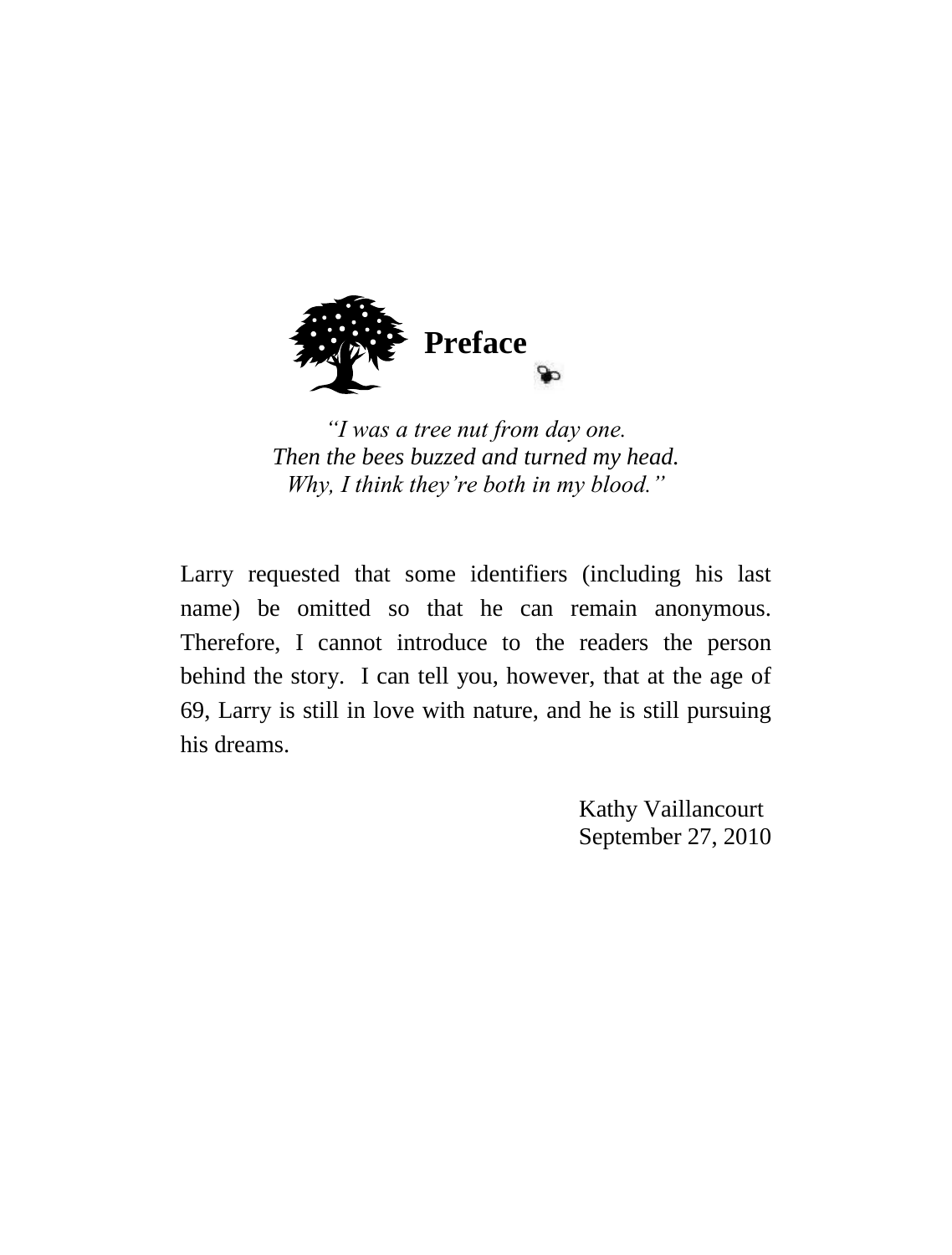# Preface

*"I was a tree nut from day one.*
*Then the bees buzzed and turned my head.*
*Why, I think they're both in my blood."*

Larry requested that some identifiers (including his last name) be omitted so that he can remain anonymous. Therefore, I cannot introduce to the readers the person behind the story. I can tell you, however, that at the age of 69, Larry is still in love with nature, and he is still pursuing his dreams.

Kathy Vaillancourt
September 27, 2010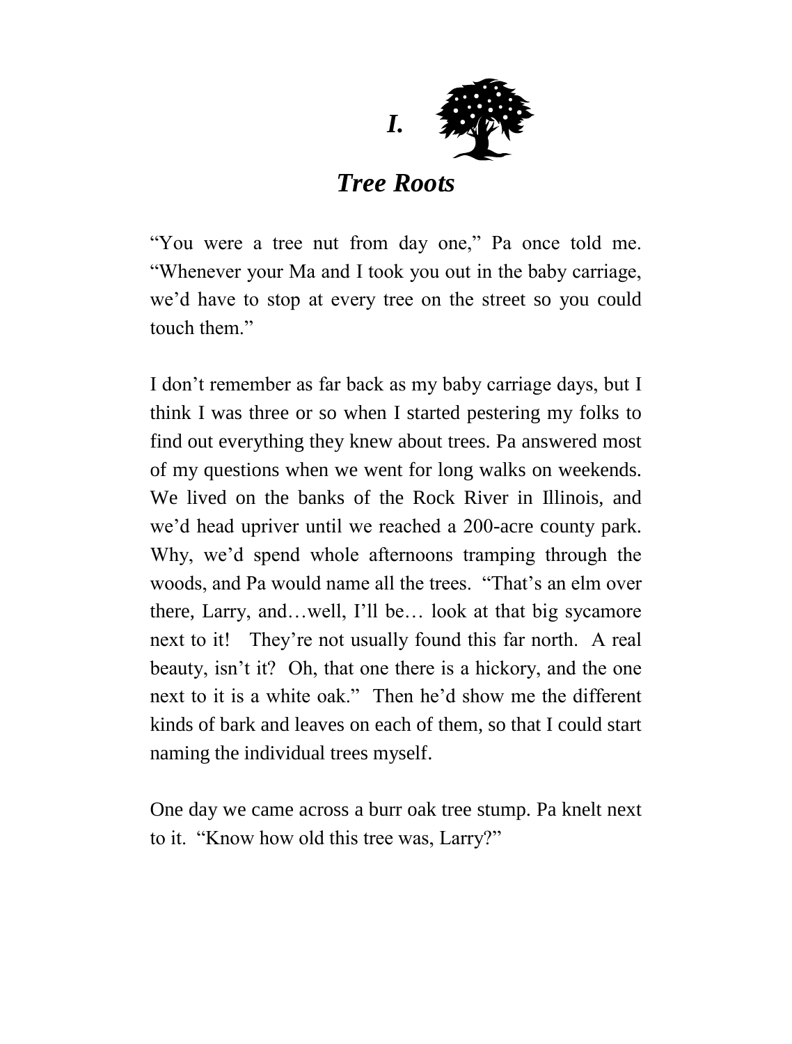# *I. Tree Roots*

"You were a tree nut from day one," Pa once told me. "Whenever your Ma and I took you out in the baby carriage, we'd have to stop at every tree on the street so you could touch them."

I don't remember as far back as my baby carriage days, but I think I was three or so when I started pestering my folks to find out everything they knew about trees. Pa answered most of my questions when we went for long walks on weekends. We lived on the banks of the Rock River in Illinois, and we'd head upriver until we reached a 200-acre county park. Why, we'd spend whole afternoons tramping through the woods, and Pa would name all the trees. "That's an elm over there, Larry, and…well, I'll be… look at that big sycamore next to it! They're not usually found this far north. A real beauty, isn't it? Oh, that one there is a hickory, and the one next to it is a white oak." Then he'd show me the different kinds of bark and leaves on each of them, so that I could start naming the individual trees myself.

One day we came across a burr oak tree stump. Pa knelt next to it. "Know how old this tree was, Larry?"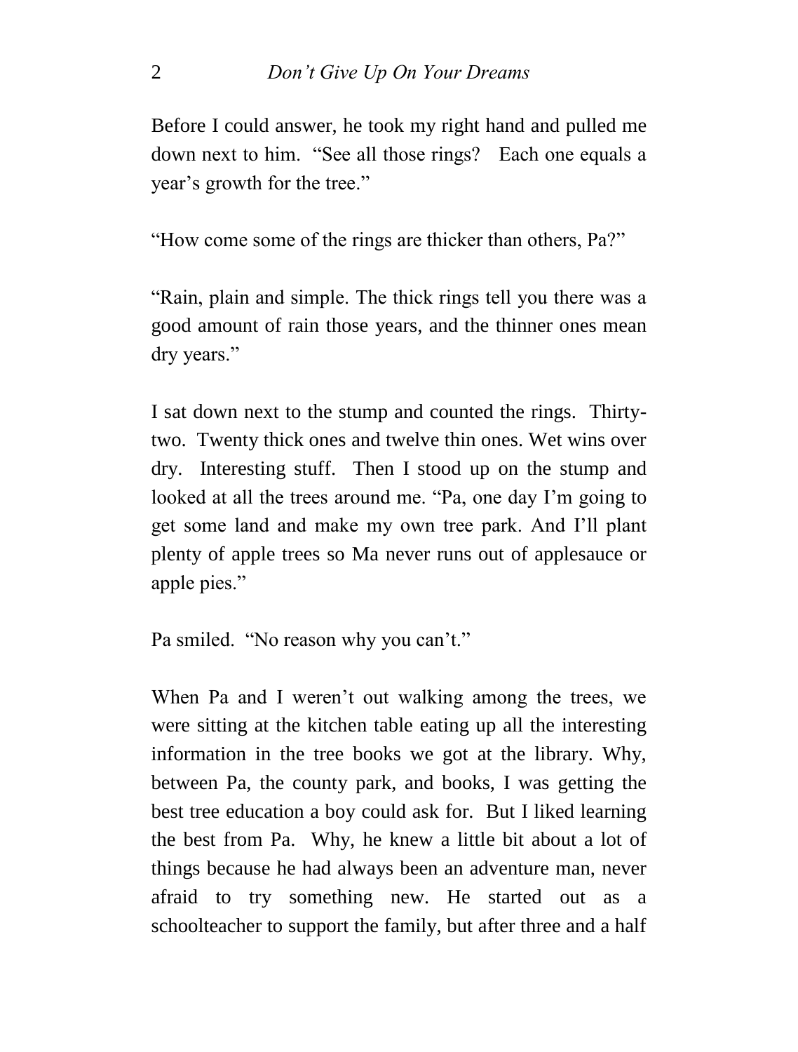Before I could answer, he took my right hand and pulled me down next to him. "See all those rings? Each one equals a year's growth for the tree."

"How come some of the rings are thicker than others, Pa?"

"Rain, plain and simple. The thick rings tell you there was a good amount of rain those years, and the thinner ones mean dry years."

I sat down next to the stump and counted the rings. Thirty-two. Twenty thick ones and twelve thin ones. Wet wins over dry. Interesting stuff. Then I stood up on the stump and looked at all the trees around me. "Pa, one day I'm going to get some land and make my own tree park. And I'll plant plenty of apple trees so Ma never runs out of applesauce or apple pies."

Pa smiled. "No reason why you can't."

When Pa and I weren't out walking among the trees, we were sitting at the kitchen table eating up all the interesting information in the tree books we got at the library. Why, between Pa, the county park, and books, I was getting the best tree education a boy could ask for. But I liked learning the best from Pa. Why, he knew a little bit about a lot of things because he had always been an adventure man, never afraid to try something new. He started out as a schoolteacher to support the family, but after three and a half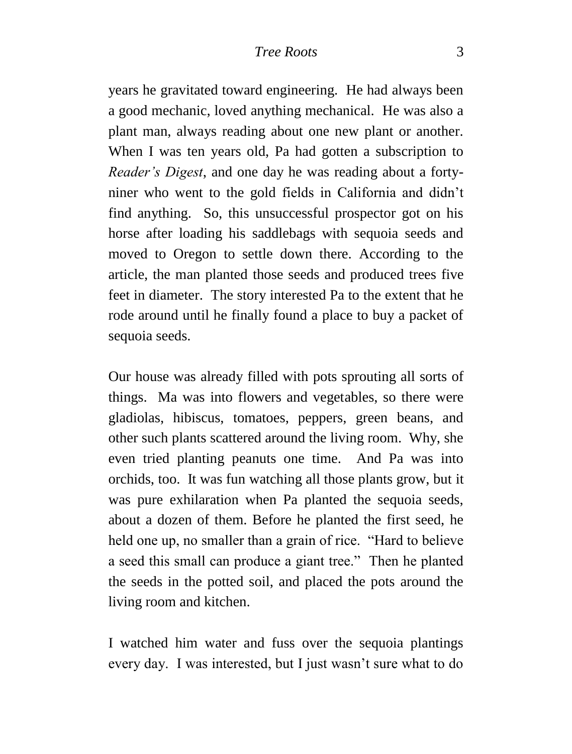years he gravitated toward engineering.  He had always been a good mechanic, loved anything mechanical.  He was also a plant man, always reading about one new plant or another. When I was ten years old, Pa had gotten a subscription to *Reader's Digest*, and one day he was reading about a forty-niner who went to the gold fields in California and didn't find anything.  So, this unsuccessful prospector got on his horse after loading his saddlebags with sequoia seeds and moved to Oregon to settle down there. According to the article, the man planted those seeds and produced trees five feet in diameter.  The story interested Pa to the extent that he rode around until he finally found a place to buy a packet of sequoia seeds.

Our house was already filled with pots sprouting all sorts of things.  Ma was into flowers and vegetables, so there were gladiolas, hibiscus, tomatoes, peppers, green beans, and other such plants scattered around the living room.  Why, she even tried planting peanuts one time.  And Pa was into orchids, too.  It was fun watching all those plants grow, but it was pure exhilaration when Pa planted the sequoia seeds, about a dozen of them. Before he planted the first seed, he held one up, no smaller than a grain of rice.  "Hard to believe a seed this small can produce a giant tree."  Then he planted the seeds in the potted soil, and placed the pots around the living room and kitchen.

I watched him water and fuss over the sequoia plantings every day.  I was interested, but I just wasn't sure what to do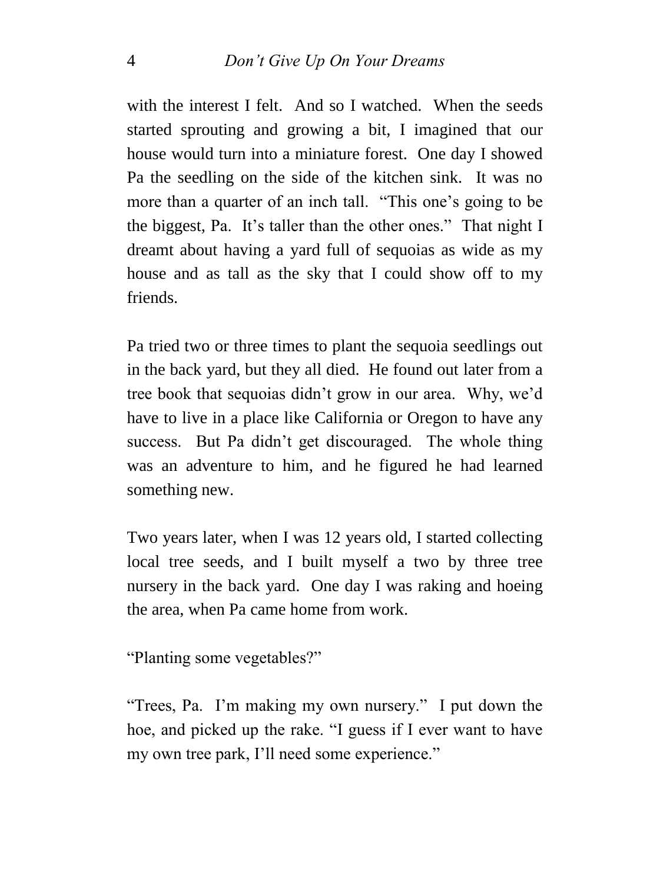with the interest I felt. And so I watched. When the seeds started sprouting and growing a bit, I imagined that our house would turn into a miniature forest. One day I showed Pa the seedling on the side of the kitchen sink. It was no more than a quarter of an inch tall. "This one's going to be the biggest, Pa. It's taller than the other ones." That night I dreamt about having a yard full of sequoias as wide as my house and as tall as the sky that I could show off to my friends.

Pa tried two or three times to plant the sequoia seedlings out in the back yard, but they all died. He found out later from a tree book that sequoias didn't grow in our area. Why, we'd have to live in a place like California or Oregon to have any success. But Pa didn't get discouraged. The whole thing was an adventure to him, and he figured he had learned something new.

Two years later, when I was 12 years old, I started collecting local tree seeds, and I built myself a two by three tree nursery in the back yard. One day I was raking and hoeing the area, when Pa came home from work.

"Planting some vegetables?"

"Trees, Pa. I'm making my own nursery." I put down the hoe, and picked up the rake. "I guess if I ever want to have my own tree park, I'll need some experience."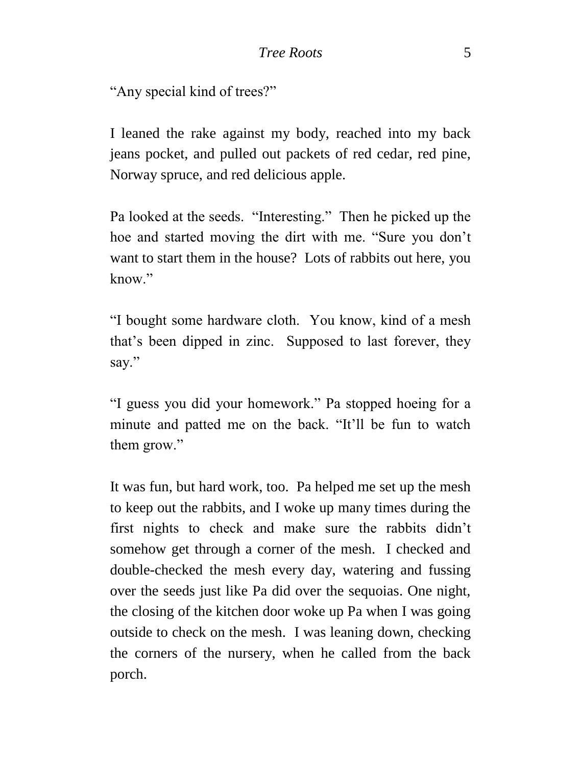"Any special kind of trees?"

I leaned the rake against my body, reached into my back jeans pocket, and pulled out packets of red cedar, red pine, Norway spruce, and red delicious apple.

Pa looked at the seeds. "Interesting." Then he picked up the hoe and started moving the dirt with me. "Sure you don't want to start them in the house? Lots of rabbits out here, you know."

"I bought some hardware cloth. You know, kind of a mesh that's been dipped in zinc. Supposed to last forever, they say."

"I guess you did your homework." Pa stopped hoeing for a minute and patted me on the back. "It'll be fun to watch them grow."

It was fun, but hard work, too. Pa helped me set up the mesh to keep out the rabbits, and I woke up many times during the first nights to check and make sure the rabbits didn't somehow get through a corner of the mesh. I checked and double-checked the mesh every day, watering and fussing over the seeds just like Pa did over the sequoias. One night, the closing of the kitchen door woke up Pa when I was going outside to check on the mesh. I was leaning down, checking the corners of the nursery, when he called from the back porch.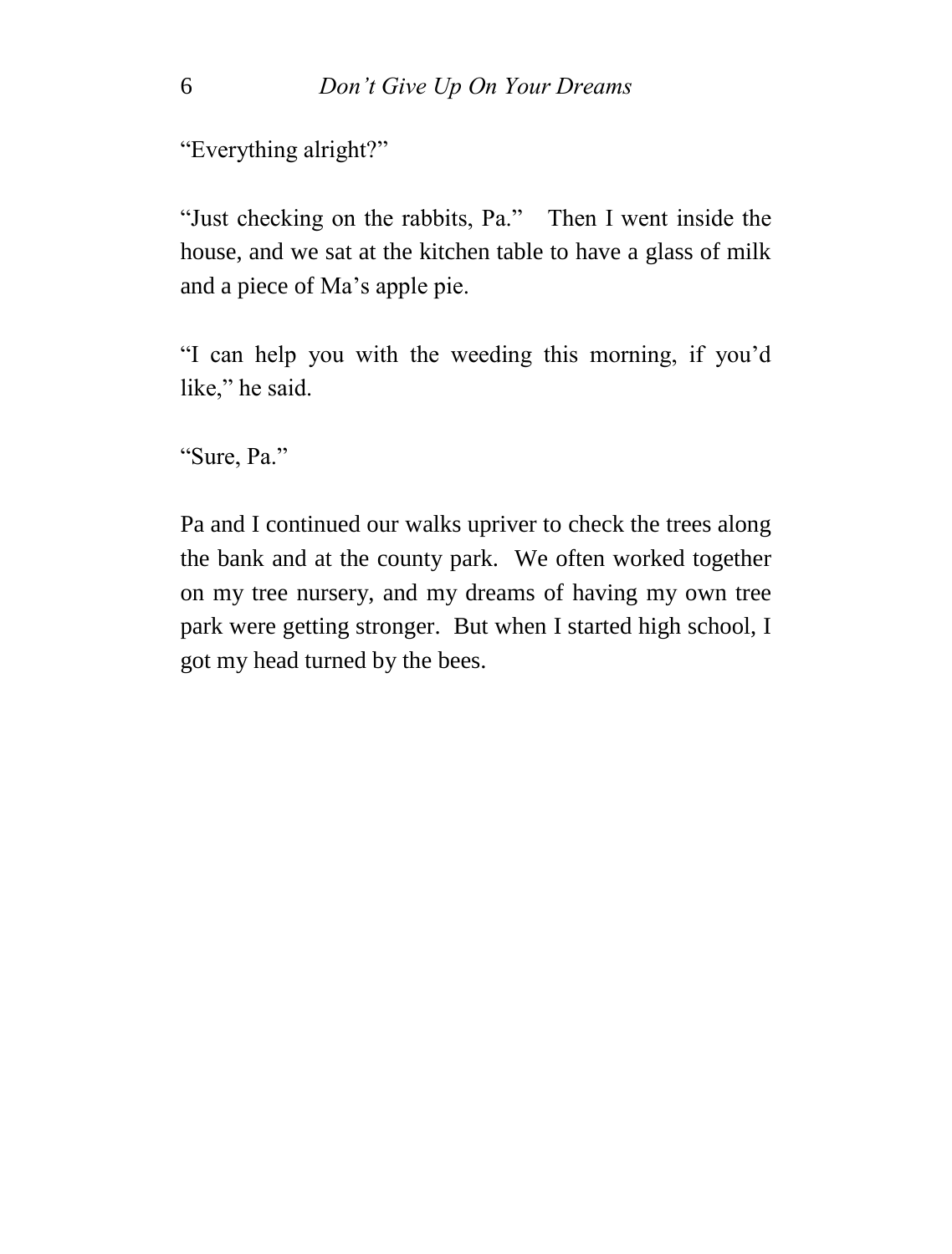"Everything alright?"

"Just checking on the rabbits, Pa." Then I went inside the house, and we sat at the kitchen table to have a glass of milk and a piece of Ma's apple pie.

"I can help you with the weeding this morning, if you'd like," he said.

"Sure, Pa."

Pa and I continued our walks upriver to check the trees along the bank and at the county park. We often worked together on my tree nursery, and my dreams of having my own tree park were getting stronger. But when I started high school, I got my head turned by the bees.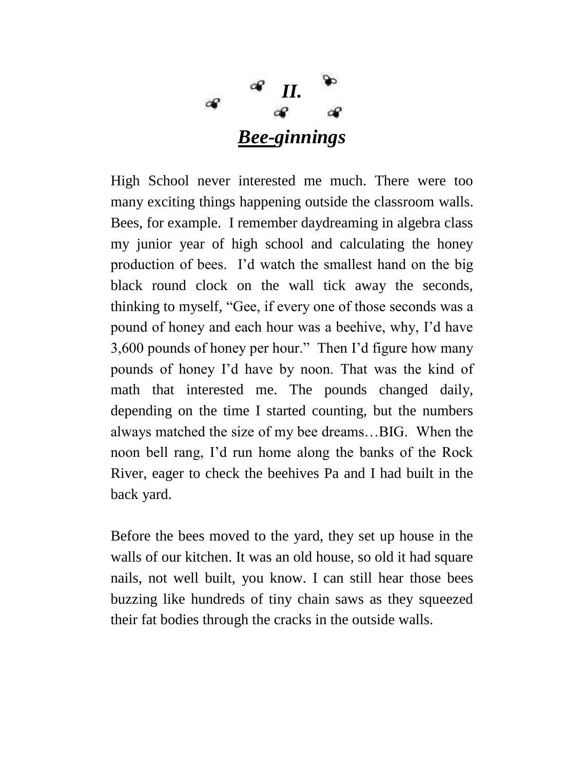# II.

## ***Bee-ginnings***

High School never interested me much. There were too many exciting things happening outside the classroom walls. Bees, for example. I remember daydreaming in algebra class my junior year of high school and calculating the honey production of bees. I'd watch the smallest hand on the big black round clock on the wall tick away the seconds, thinking to myself, "Gee, if every one of those seconds was a pound of honey and each hour was a beehive, why, I'd have 3,600 pounds of honey per hour." Then I'd figure how many pounds of honey I'd have by noon. That was the kind of math that interested me. The pounds changed daily, depending on the time I started counting, but the numbers always matched the size of my bee dreams…BIG. When the noon bell rang, I'd run home along the banks of the Rock River, eager to check the beehives Pa and I had built in the back yard.

Before the bees moved to the yard, they set up house in the walls of our kitchen. It was an old house, so old it had square nails, not well built, you know. I can still hear those bees buzzing like hundreds of tiny chain saws as they squeezed their fat bodies through the cracks in the outside walls.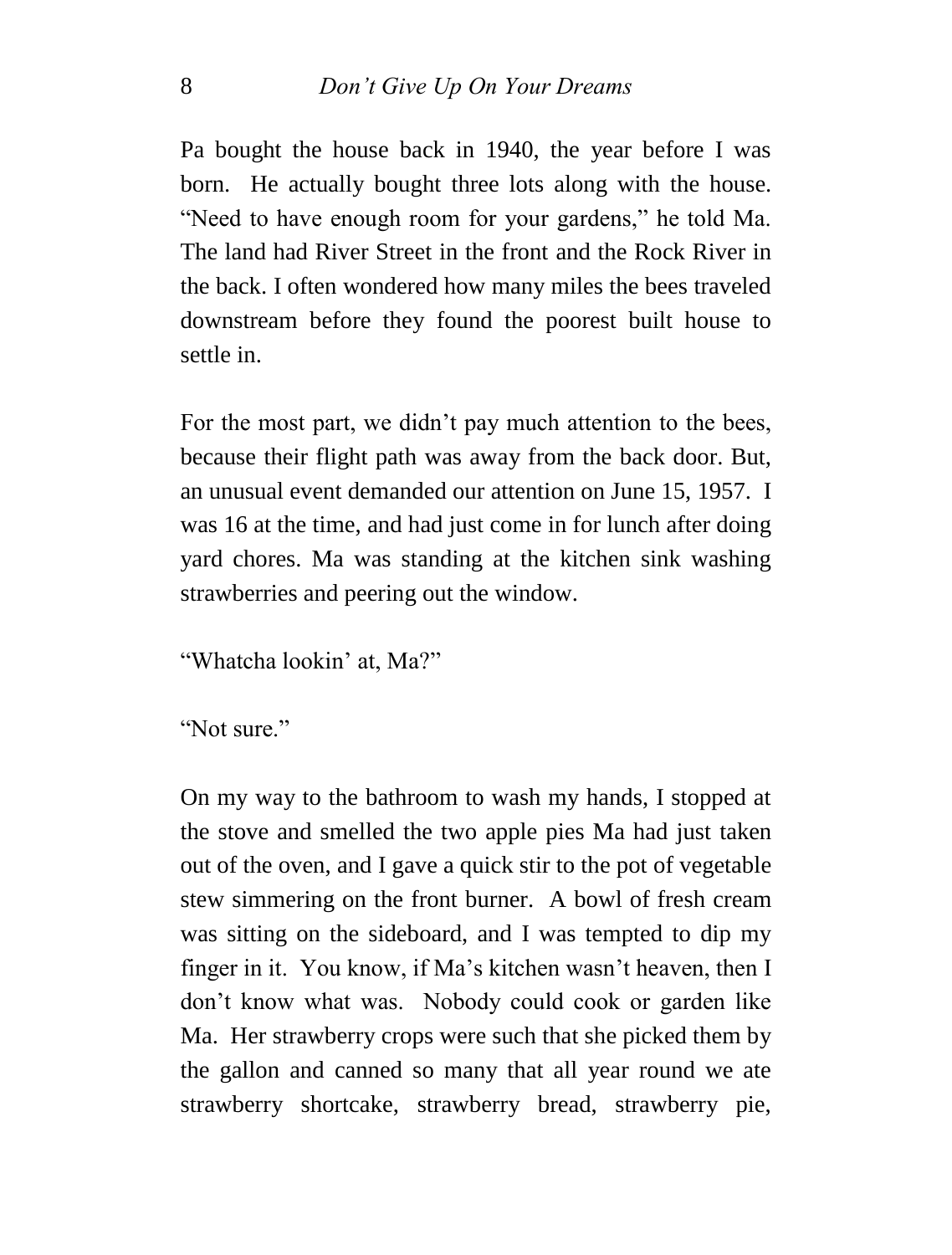Pa bought the house back in 1940, the year before I was born. He actually bought three lots along with the house. "Need to have enough room for your gardens," he told Ma. The land had River Street in the front and the Rock River in the back. I often wondered how many miles the bees traveled downstream before they found the poorest built house to settle in.

For the most part, we didn't pay much attention to the bees, because their flight path was away from the back door. But, an unusual event demanded our attention on June 15, 1957. I was 16 at the time, and had just come in for lunch after doing yard chores. Ma was standing at the kitchen sink washing strawberries and peering out the window.

"Whatcha lookin' at, Ma?"

"Not sure."

On my way to the bathroom to wash my hands, I stopped at the stove and smelled the two apple pies Ma had just taken out of the oven, and I gave a quick stir to the pot of vegetable stew simmering on the front burner. A bowl of fresh cream was sitting on the sideboard, and I was tempted to dip my finger in it. You know, if Ma's kitchen wasn't heaven, then I don't know what was. Nobody could cook or garden like Ma. Her strawberry crops were such that she picked them by the gallon and canned so many that all year round we ate strawberry shortcake, strawberry bread, strawberry pie,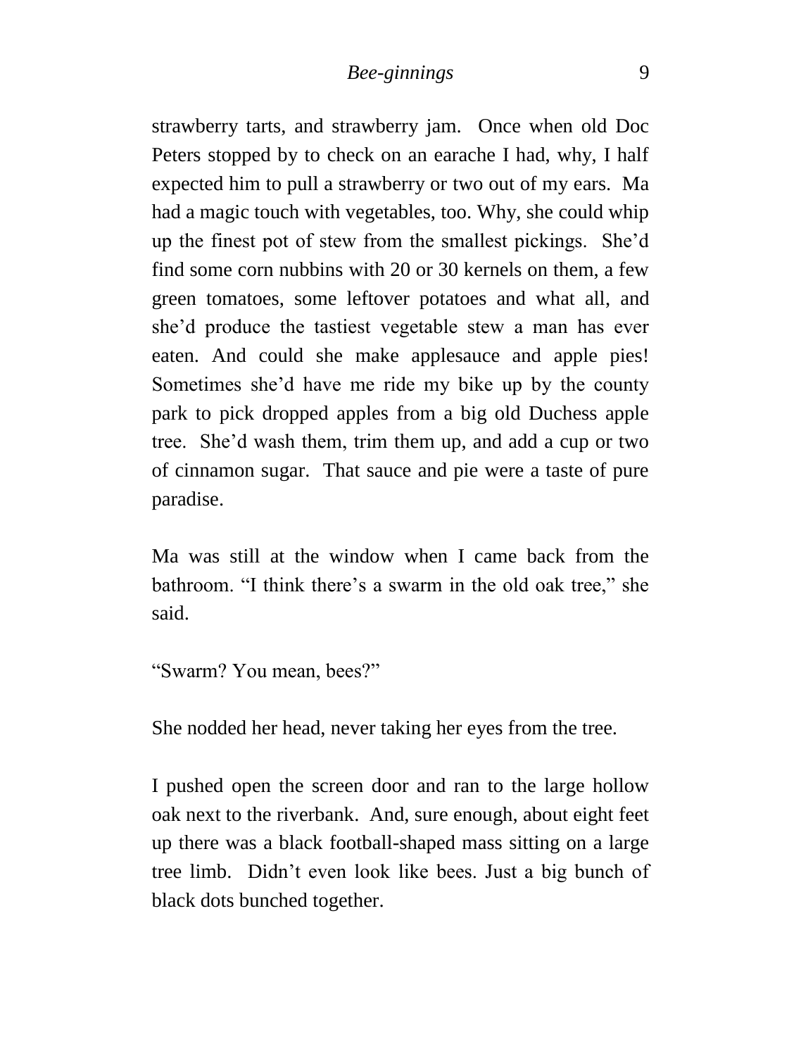strawberry tarts, and strawberry jam. Once when old Doc Peters stopped by to check on an earache I had, why, I half expected him to pull a strawberry or two out of my ears. Ma had a magic touch with vegetables, too. Why, she could whip up the finest pot of stew from the smallest pickings. She'd find some corn nubbins with 20 or 30 kernels on them, a few green tomatoes, some leftover potatoes and what all, and she'd produce the tastiest vegetable stew a man has ever eaten. And could she make applesauce and apple pies! Sometimes she'd have me ride my bike up by the county park to pick dropped apples from a big old Duchess apple tree. She'd wash them, trim them up, and add a cup or two of cinnamon sugar. That sauce and pie were a taste of pure paradise.

Ma was still at the window when I came back from the bathroom. "I think there's a swarm in the old oak tree," she said.

"Swarm? You mean, bees?"

She nodded her head, never taking her eyes from the tree.

I pushed open the screen door and ran to the large hollow oak next to the riverbank. And, sure enough, about eight feet up there was a black football-shaped mass sitting on a large tree limb. Didn't even look like bees. Just a big bunch of black dots bunched together.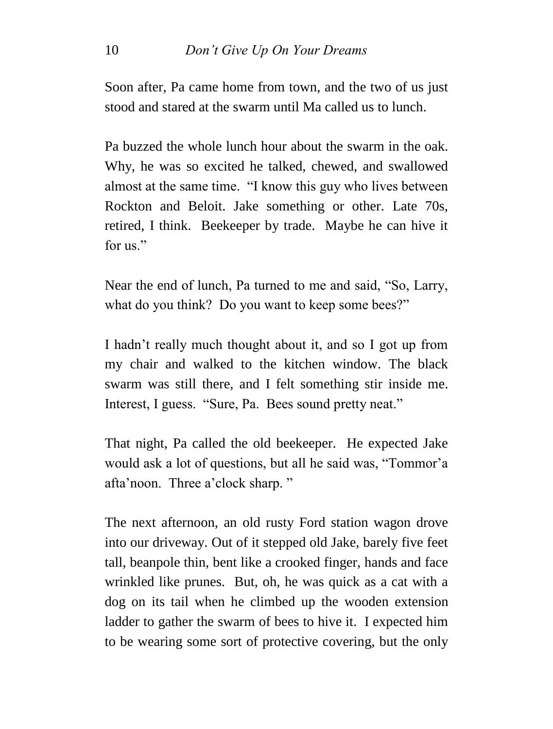Soon after, Pa came home from town, and the two of us just stood and stared at the swarm until Ma called us to lunch.

Pa buzzed the whole lunch hour about the swarm in the oak. Why, he was so excited he talked, chewed, and swallowed almost at the same time. "I know this guy who lives between Rockton and Beloit. Jake something or other. Late 70s, retired, I think. Beekeeper by trade. Maybe he can hive it for us."

Near the end of lunch, Pa turned to me and said, "So, Larry, what do you think? Do you want to keep some bees?"

I hadn't really much thought about it, and so I got up from my chair and walked to the kitchen window. The black swarm was still there, and I felt something stir inside me. Interest, I guess. "Sure, Pa. Bees sound pretty neat."

That night, Pa called the old beekeeper. He expected Jake would ask a lot of questions, but all he said was, "Tommor'a afta'noon. Three a'clock sharp. "

The next afternoon, an old rusty Ford station wagon drove into our driveway. Out of it stepped old Jake, barely five feet tall, beanpole thin, bent like a crooked finger, hands and face wrinkled like prunes. But, oh, he was quick as a cat with a dog on its tail when he climbed up the wooden extension ladder to gather the swarm of bees to hive it. I expected him to be wearing some sort of protective covering, but the only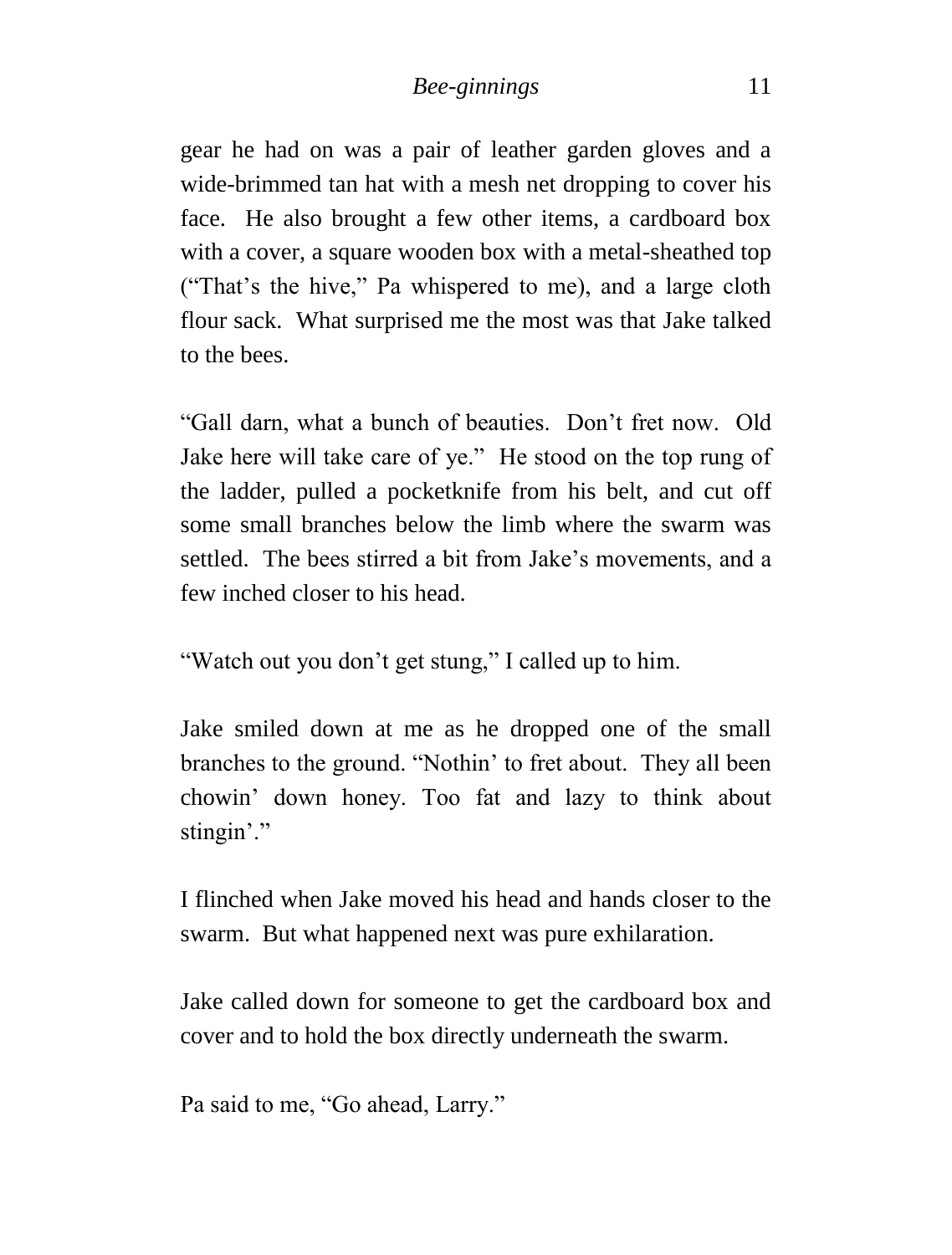gear he had on was a pair of leather garden gloves and a wide-brimmed tan hat with a mesh net dropping to cover his face. He also brought a few other items, a cardboard box with a cover, a square wooden box with a metal-sheathed top ("That's the hive," Pa whispered to me), and a large cloth flour sack. What surprised me the most was that Jake talked to the bees.

"Gall darn, what a bunch of beauties. Don't fret now. Old Jake here will take care of ye." He stood on the top rung of the ladder, pulled a pocketknife from his belt, and cut off some small branches below the limb where the swarm was settled. The bees stirred a bit from Jake's movements, and a few inched closer to his head.

"Watch out you don't get stung," I called up to him.

Jake smiled down at me as he dropped one of the small branches to the ground. "Nothin' to fret about. They all been chowin' down honey. Too fat and lazy to think about stingin'."

I flinched when Jake moved his head and hands closer to the swarm. But what happened next was pure exhilaration.

Jake called down for someone to get the cardboard box and cover and to hold the box directly underneath the swarm.

Pa said to me, "Go ahead, Larry."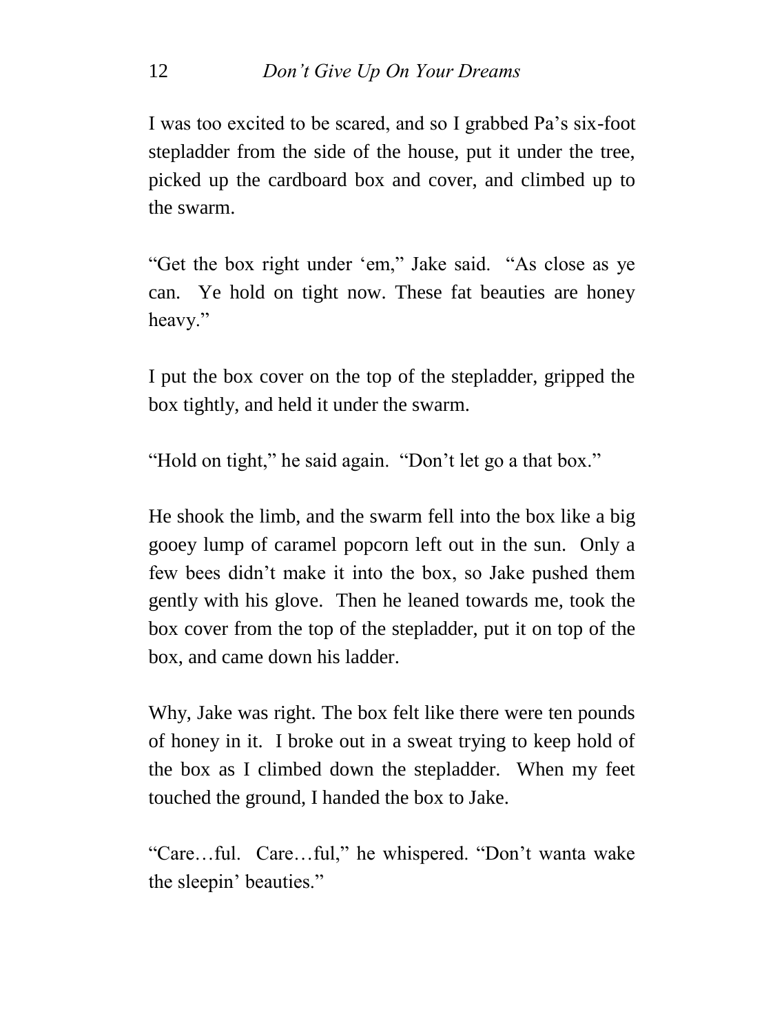I was too excited to be scared, and so I grabbed Pa's six-foot stepladder from the side of the house, put it under the tree, picked up the cardboard box and cover, and climbed up to the swarm.

"Get the box right under 'em," Jake said. "As close as ye can. Ye hold on tight now. These fat beauties are honey heavy."

I put the box cover on the top of the stepladder, gripped the box tightly, and held it under the swarm.

"Hold on tight," he said again. "Don't let go a that box."

He shook the limb, and the swarm fell into the box like a big gooey lump of caramel popcorn left out in the sun. Only a few bees didn't make it into the box, so Jake pushed them gently with his glove. Then he leaned towards me, took the box cover from the top of the stepladder, put it on top of the box, and came down his ladder.

Why, Jake was right. The box felt like there were ten pounds of honey in it. I broke out in a sweat trying to keep hold of the box as I climbed down the stepladder. When my feet touched the ground, I handed the box to Jake.

"Care…ful. Care…ful," he whispered. "Don't wanta wake the sleepin' beauties."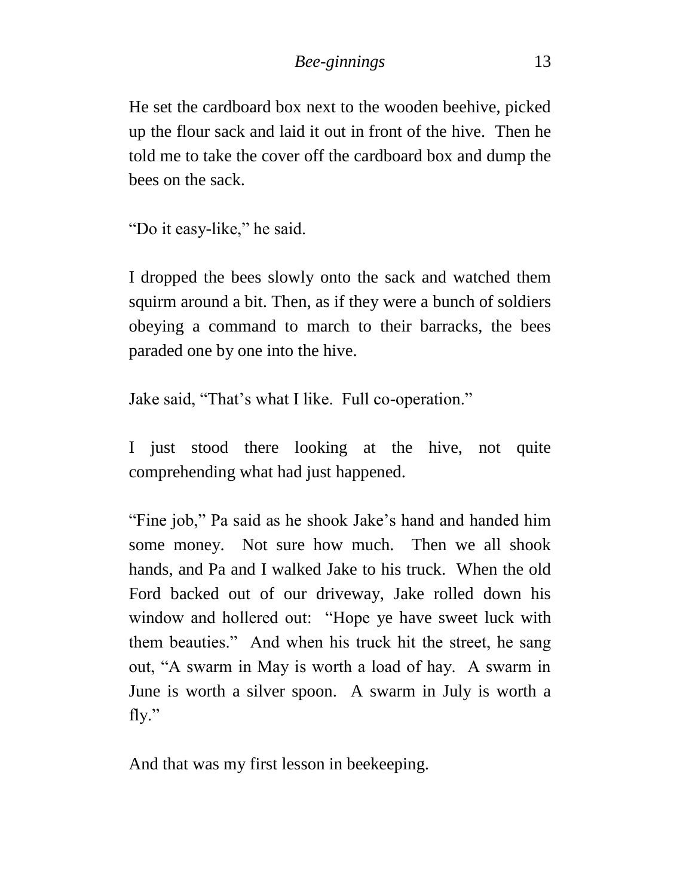He set the cardboard box next to the wooden beehive, picked up the flour sack and laid it out in front of the hive.  Then he told me to take the cover off the cardboard box and dump the bees on the sack.

"Do it easy-like," he said.

I dropped the bees slowly onto the sack and watched them squirm around a bit. Then, as if they were a bunch of soldiers obeying a command to march to their barracks, the bees paraded one by one into the hive.

Jake said, "That's what I like.  Full co-operation."

I just stood there looking at the hive, not quite comprehending what had just happened.

"Fine job," Pa said as he shook Jake's hand and handed him some money.  Not sure how much.  Then we all shook hands, and Pa and I walked Jake to his truck.  When the old Ford backed out of our driveway, Jake rolled down his window and hollered out:  "Hope ye have sweet luck with them beauties."  And when his truck hit the street, he sang out, "A swarm in May is worth a load of hay.  A swarm in June is worth a silver spoon.  A swarm in July is worth a fly."

And that was my first lesson in beekeeping.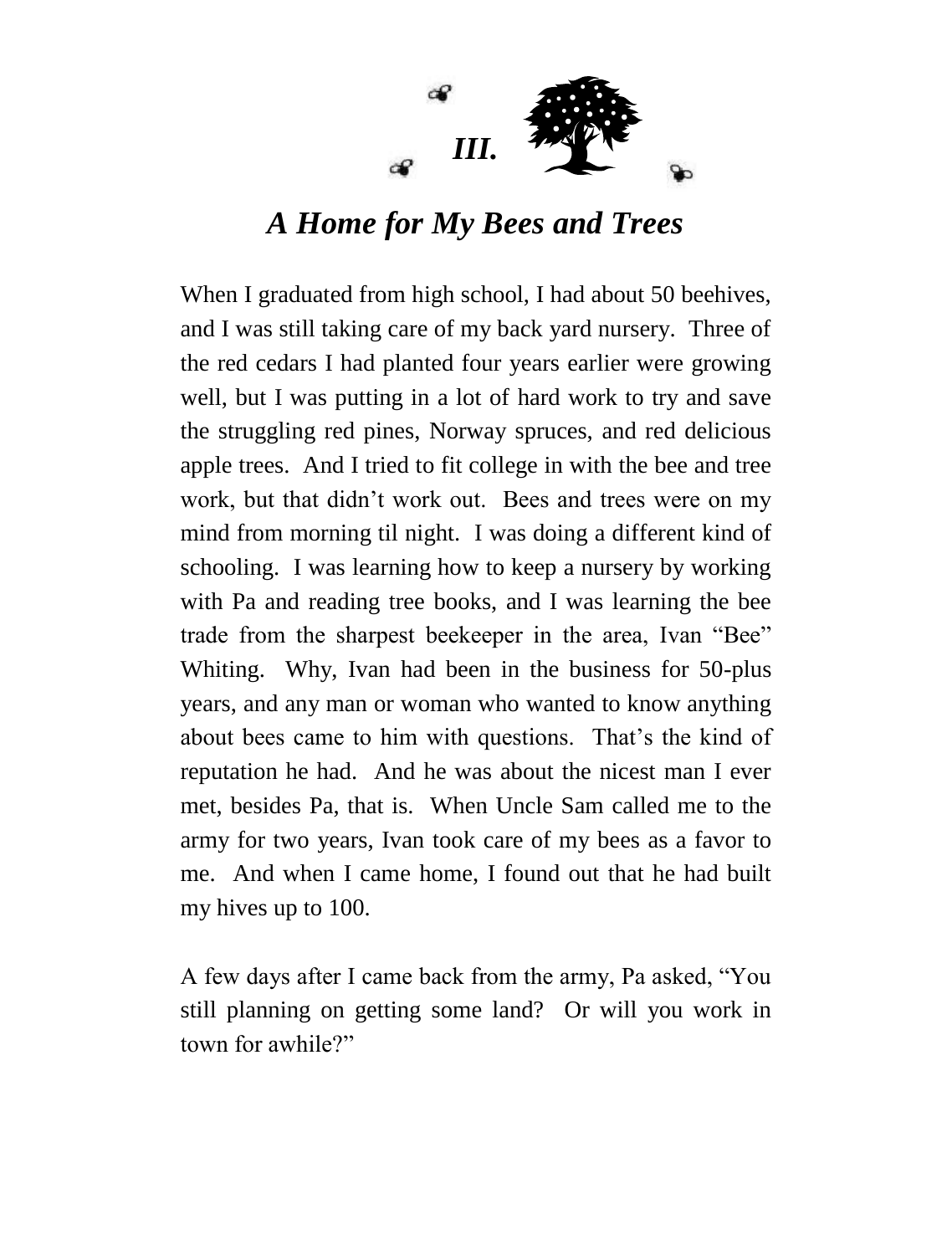## *III.*

## *A Home for My Bees and Trees*

When I graduated from high school, I had about 50 beehives, and I was still taking care of my back yard nursery. Three of the red cedars I had planted four years earlier were growing well, but I was putting in a lot of hard work to try and save the struggling red pines, Norway spruces, and red delicious apple trees. And I tried to fit college in with the bee and tree work, but that didn't work out. Bees and trees were on my mind from morning til night. I was doing a different kind of schooling. I was learning how to keep a nursery by working with Pa and reading tree books, and I was learning the bee trade from the sharpest beekeeper in the area, Ivan "Bee" Whiting. Why, Ivan had been in the business for 50-plus years, and any man or woman who wanted to know anything about bees came to him with questions. That's the kind of reputation he had. And he was about the nicest man I ever met, besides Pa, that is. When Uncle Sam called me to the army for two years, Ivan took care of my bees as a favor to me. And when I came home, I found out that he had built my hives up to 100.

A few days after I came back from the army, Pa asked, "You still planning on getting some land? Or will you work in town for awhile?"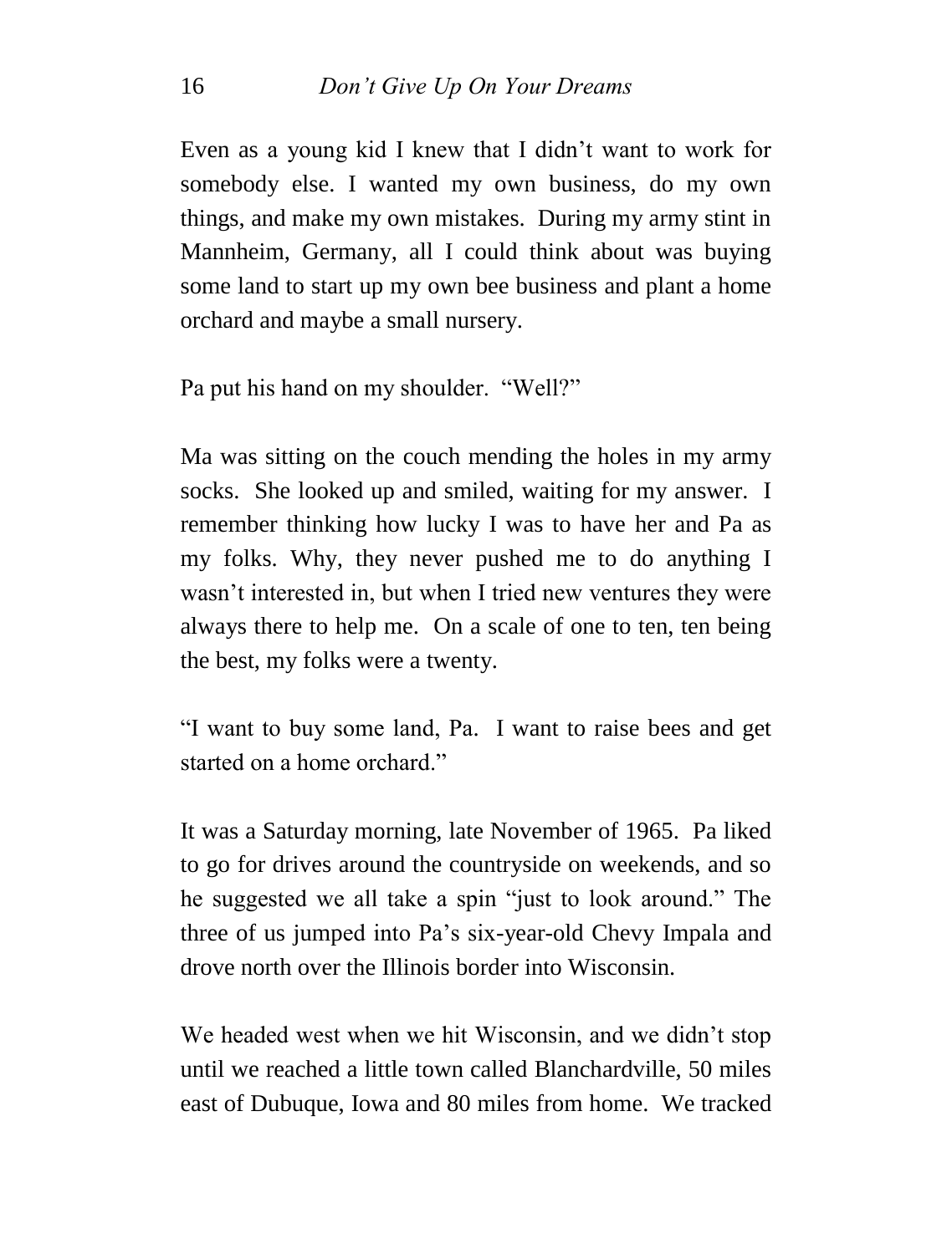Even as a young kid I knew that I didn't want to work for somebody else. I wanted my own business, do my own things, and make my own mistakes. During my army stint in Mannheim, Germany, all I could think about was buying some land to start up my own bee business and plant a home orchard and maybe a small nursery.

Pa put his hand on my shoulder. "Well?"

Ma was sitting on the couch mending the holes in my army socks. She looked up and smiled, waiting for my answer. I remember thinking how lucky I was to have her and Pa as my folks. Why, they never pushed me to do anything I wasn't interested in, but when I tried new ventures they were always there to help me. On a scale of one to ten, ten being the best, my folks were a twenty.

"I want to buy some land, Pa. I want to raise bees and get started on a home orchard."

It was a Saturday morning, late November of 1965. Pa liked to go for drives around the countryside on weekends, and so he suggested we all take a spin "just to look around." The three of us jumped into Pa's six-year-old Chevy Impala and drove north over the Illinois border into Wisconsin.

We headed west when we hit Wisconsin, and we didn't stop until we reached a little town called Blanchardville, 50 miles east of Dubuque, Iowa and 80 miles from home. We tracked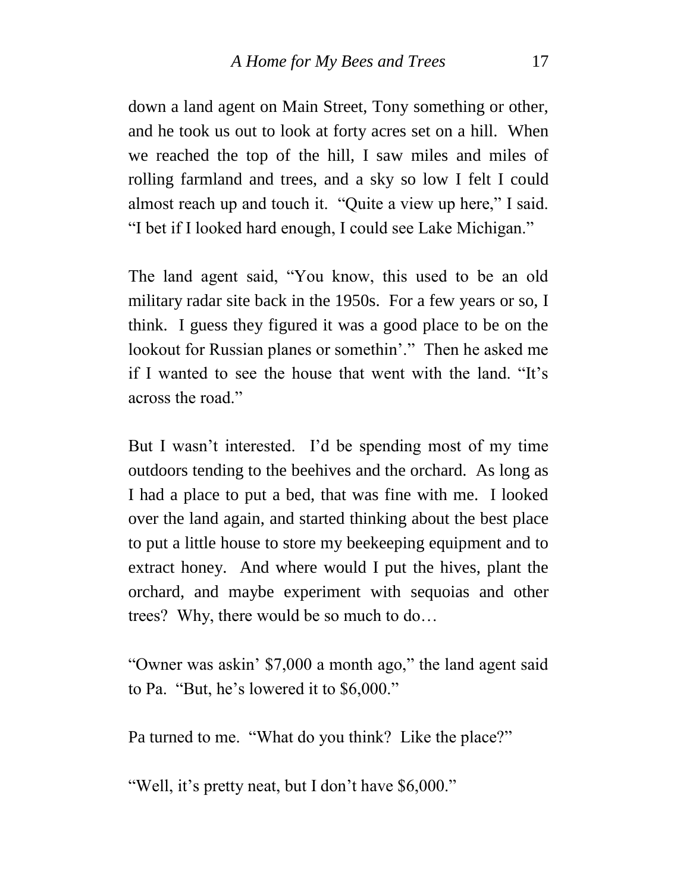down a land agent on Main Street, Tony something or other, and he took us out to look at forty acres set on a hill. When we reached the top of the hill, I saw miles and miles of rolling farmland and trees, and a sky so low I felt I could almost reach up and touch it. "Quite a view up here," I said. "I bet if I looked hard enough, I could see Lake Michigan."

The land agent said, "You know, this used to be an old military radar site back in the 1950s. For a few years or so, I think. I guess they figured it was a good place to be on the lookout for Russian planes or somethin'." Then he asked me if I wanted to see the house that went with the land. "It's across the road."

But I wasn't interested. I'd be spending most of my time outdoors tending to the beehives and the orchard. As long as I had a place to put a bed, that was fine with me. I looked over the land again, and started thinking about the best place to put a little house to store my beekeeping equipment and to extract honey. And where would I put the hives, plant the orchard, and maybe experiment with sequoias and other trees? Why, there would be so much to do…

"Owner was askin' $7,000 a month ago," the land agent said to Pa. "But, he's lowered it to $6,000."

Pa turned to me. "What do you think? Like the place?"

"Well, it's pretty neat, but I don't have $6,000."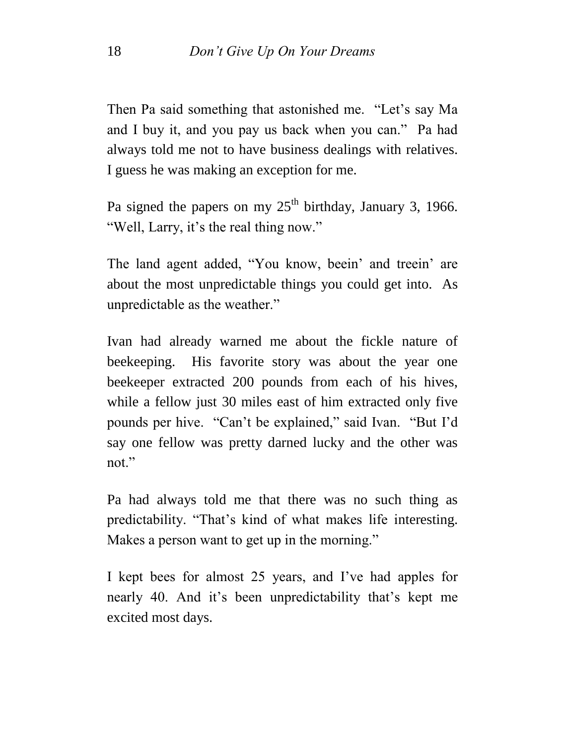Then Pa said something that astonished me. "Let's say Ma and I buy it, and you pay us back when you can." Pa had always told me not to have business dealings with relatives. I guess he was making an exception for me.

Pa signed the papers on my 25th birthday, January 3, 1966. "Well, Larry, it's the real thing now."

The land agent added, "You know, beein' and treein' are about the most unpredictable things you could get into. As unpredictable as the weather."

Ivan had already warned me about the fickle nature of beekeeping. His favorite story was about the year one beekeeper extracted 200 pounds from each of his hives, while a fellow just 30 miles east of him extracted only five pounds per hive. "Can't be explained," said Ivan. "But I'd say one fellow was pretty darned lucky and the other was not."

Pa had always told me that there was no such thing as predictability. "That's kind of what makes life interesting. Makes a person want to get up in the morning."

I kept bees for almost 25 years, and I've had apples for nearly 40. And it's been unpredictability that's kept me excited most days.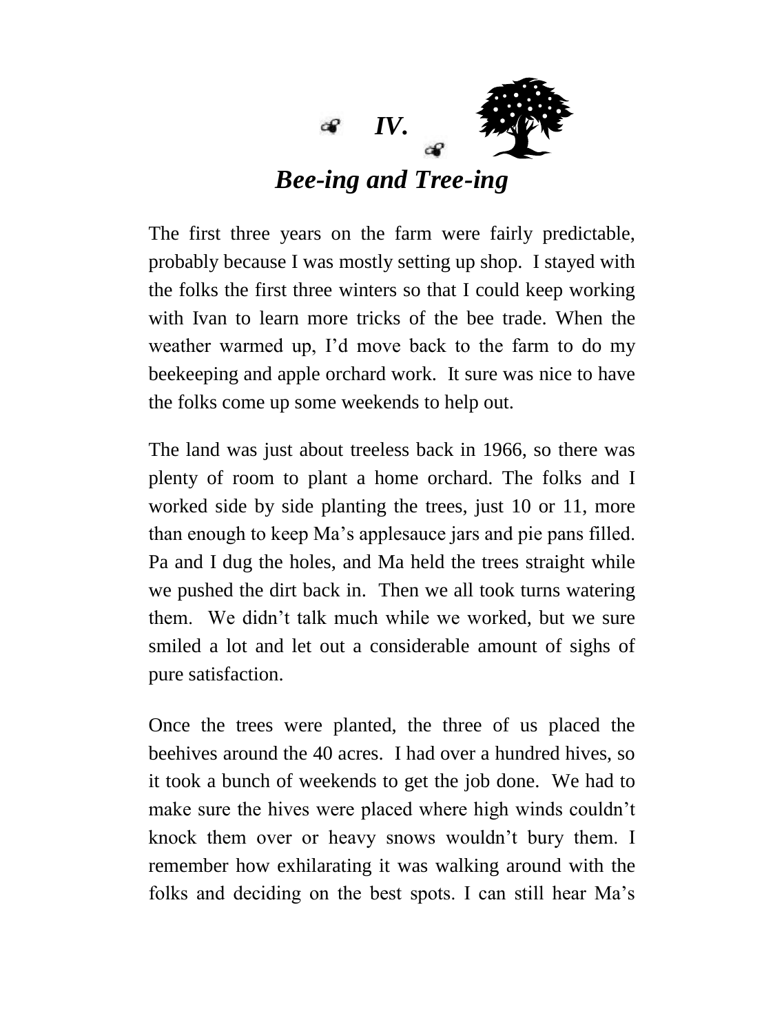# *IV.*

## *Bee-ing and Tree-ing*

The first three years on the farm were fairly predictable, probably because I was mostly setting up shop. I stayed with the folks the first three winters so that I could keep working with Ivan to learn more tricks of the bee trade. When the weather warmed up, I'd move back to the farm to do my beekeeping and apple orchard work. It sure was nice to have the folks come up some weekends to help out.

The land was just about treeless back in 1966, so there was plenty of room to plant a home orchard. The folks and I worked side by side planting the trees, just 10 or 11, more than enough to keep Ma's applesauce jars and pie pans filled. Pa and I dug the holes, and Ma held the trees straight while we pushed the dirt back in. Then we all took turns watering them. We didn't talk much while we worked, but we sure smiled a lot and let out a considerable amount of sighs of pure satisfaction.

Once the trees were planted, the three of us placed the beehives around the 40 acres. I had over a hundred hives, so it took a bunch of weekends to get the job done. We had to make sure the hives were placed where high winds couldn't knock them over or heavy snows wouldn't bury them. I remember how exhilarating it was walking around with the folks and deciding on the best spots. I can still hear Ma's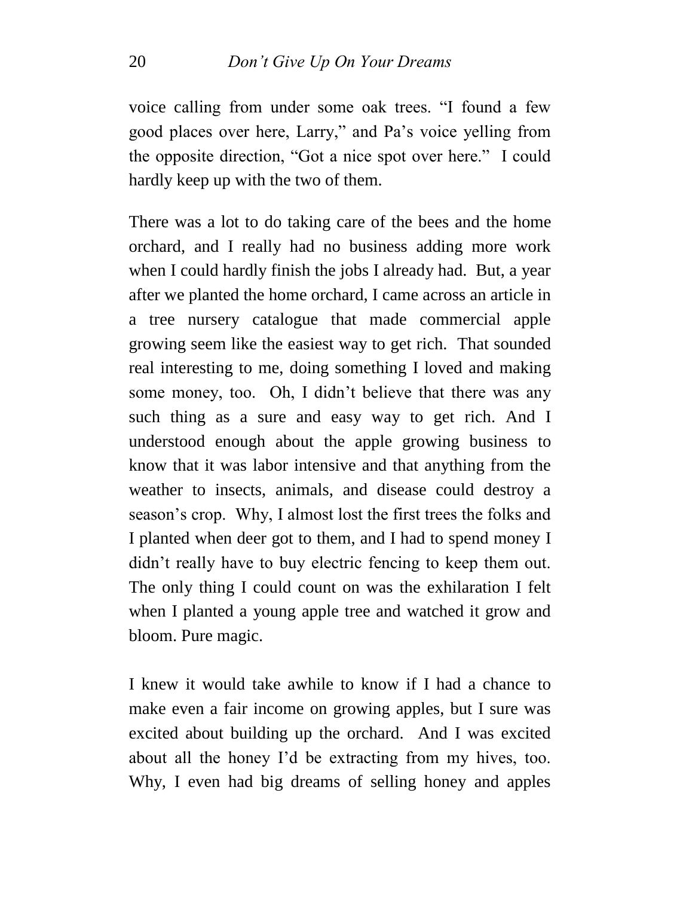voice calling from under some oak trees. "I found a few good places over here, Larry," and Pa's voice yelling from the opposite direction, "Got a nice spot over here." I could hardly keep up with the two of them.

There was a lot to do taking care of the bees and the home orchard, and I really had no business adding more work when I could hardly finish the jobs I already had. But, a year after we planted the home orchard, I came across an article in a tree nursery catalogue that made commercial apple growing seem like the easiest way to get rich. That sounded real interesting to me, doing something I loved and making some money, too. Oh, I didn't believe that there was any such thing as a sure and easy way to get rich. And I understood enough about the apple growing business to know that it was labor intensive and that anything from the weather to insects, animals, and disease could destroy a season's crop. Why, I almost lost the first trees the folks and I planted when deer got to them, and I had to spend money I didn't really have to buy electric fencing to keep them out. The only thing I could count on was the exhilaration I felt when I planted a young apple tree and watched it grow and bloom. Pure magic.

I knew it would take awhile to know if I had a chance to make even a fair income on growing apples, but I sure was excited about building up the orchard. And I was excited about all the honey I'd be extracting from my hives, too. Why, I even had big dreams of selling honey and apples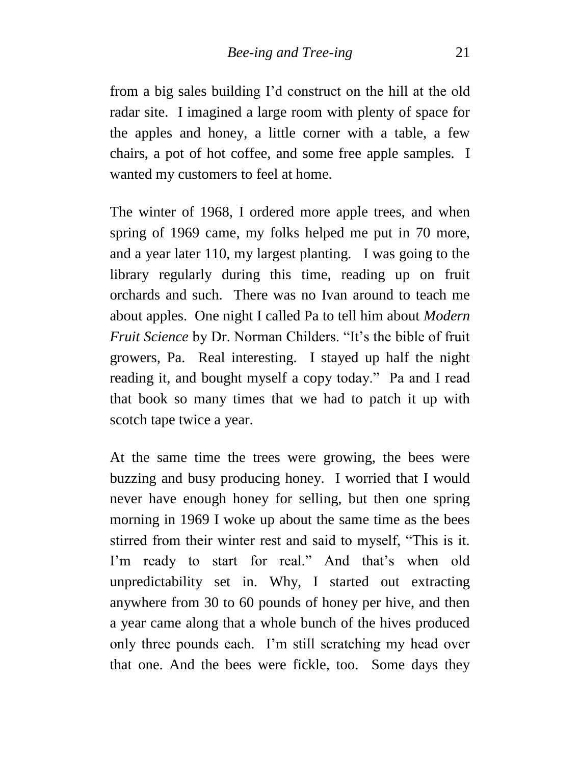from a big sales building I'd construct on the hill at the old radar site. I imagined a large room with plenty of space for the apples and honey, a little corner with a table, a few chairs, a pot of hot coffee, and some free apple samples. I wanted my customers to feel at home.

The winter of 1968, I ordered more apple trees, and when spring of 1969 came, my folks helped me put in 70 more, and a year later 110, my largest planting. I was going to the library regularly during this time, reading up on fruit orchards and such. There was no Ivan around to teach me about apples. One night I called Pa to tell him about *Modern Fruit Science* by Dr. Norman Childers. "It's the bible of fruit growers, Pa. Real interesting. I stayed up half the night reading it, and bought myself a copy today." Pa and I read that book so many times that we had to patch it up with scotch tape twice a year.

At the same time the trees were growing, the bees were buzzing and busy producing honey. I worried that I would never have enough honey for selling, but then one spring morning in 1969 I woke up about the same time as the bees stirred from their winter rest and said to myself, "This is it. I'm ready to start for real." And that's when old unpredictability set in. Why, I started out extracting anywhere from 30 to 60 pounds of honey per hive, and then a year came along that a whole bunch of the hives produced only three pounds each. I'm still scratching my head over that one. And the bees were fickle, too. Some days they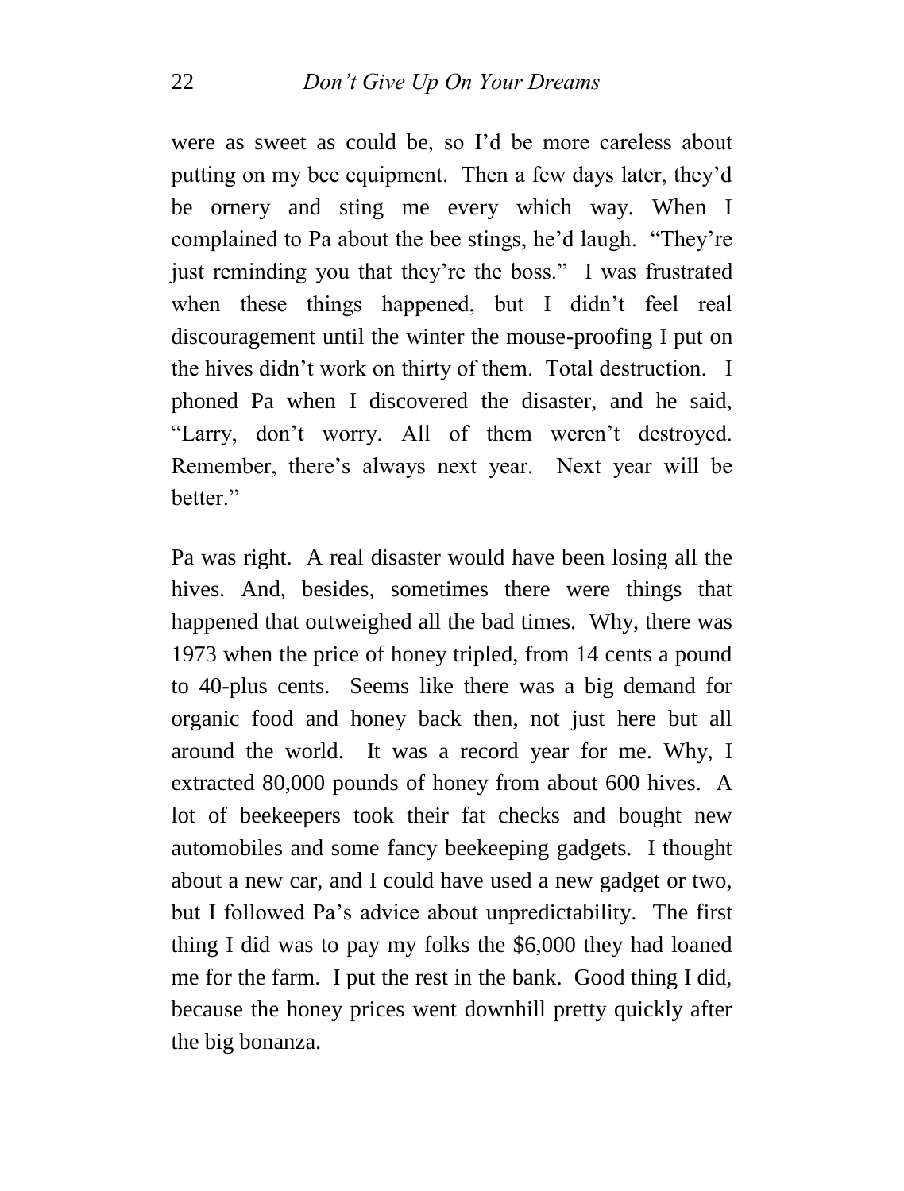were as sweet as could be, so I'd be more careless about putting on my bee equipment. Then a few days later, they'd be ornery and sting me every which way. When I complained to Pa about the bee stings, he'd laugh. "They're just reminding you that they're the boss." I was frustrated when these things happened, but I didn't feel real discouragement until the winter the mouse-proofing I put on the hives didn't work on thirty of them. Total destruction. I phoned Pa when I discovered the disaster, and he said, "Larry, don't worry. All of them weren't destroyed. Remember, there's always next year. Next year will be better."

Pa was right. A real disaster would have been losing all the hives. And, besides, sometimes there were things that happened that outweighed all the bad times. Why, there was 1973 when the price of honey tripled, from 14 cents a pound to 40-plus cents. Seems like there was a big demand for organic food and honey back then, not just here but all around the world. It was a record year for me. Why, I extracted 80,000 pounds of honey from about 600 hives. A lot of beekeepers took their fat checks and bought new automobiles and some fancy beekeeping gadgets. I thought about a new car, and I could have used a new gadget or two, but I followed Pa's advice about unpredictability. The first thing I did was to pay my folks the $6,000 they had loaned me for the farm. I put the rest in the bank. Good thing I did, because the honey prices went downhill pretty quickly after the big bonanza.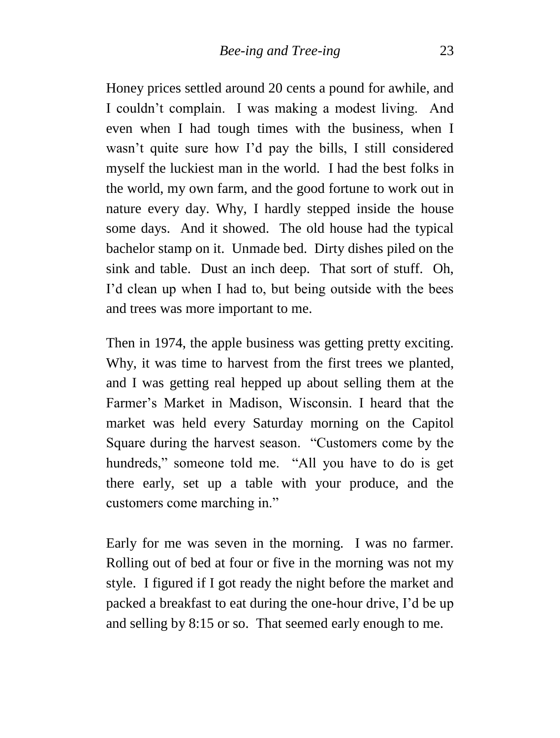Honey prices settled around 20 cents a pound for awhile, and I couldn't complain. I was making a modest living. And even when I had tough times with the business, when I wasn't quite sure how I'd pay the bills, I still considered myself the luckiest man in the world. I had the best folks in the world, my own farm, and the good fortune to work out in nature every day. Why, I hardly stepped inside the house some days. And it showed. The old house had the typical bachelor stamp on it. Unmade bed. Dirty dishes piled on the sink and table. Dust an inch deep. That sort of stuff. Oh, I'd clean up when I had to, but being outside with the bees and trees was more important to me.

Then in 1974, the apple business was getting pretty exciting. Why, it was time to harvest from the first trees we planted, and I was getting real hepped up about selling them at the Farmer's Market in Madison, Wisconsin. I heard that the market was held every Saturday morning on the Capitol Square during the harvest season. "Customers come by the hundreds," someone told me. "All you have to do is get there early, set up a table with your produce, and the customers come marching in."

Early for me was seven in the morning. I was no farmer. Rolling out of bed at four or five in the morning was not my style. I figured if I got ready the night before the market and packed a breakfast to eat during the one-hour drive, I'd be up and selling by 8:15 or so. That seemed early enough to me.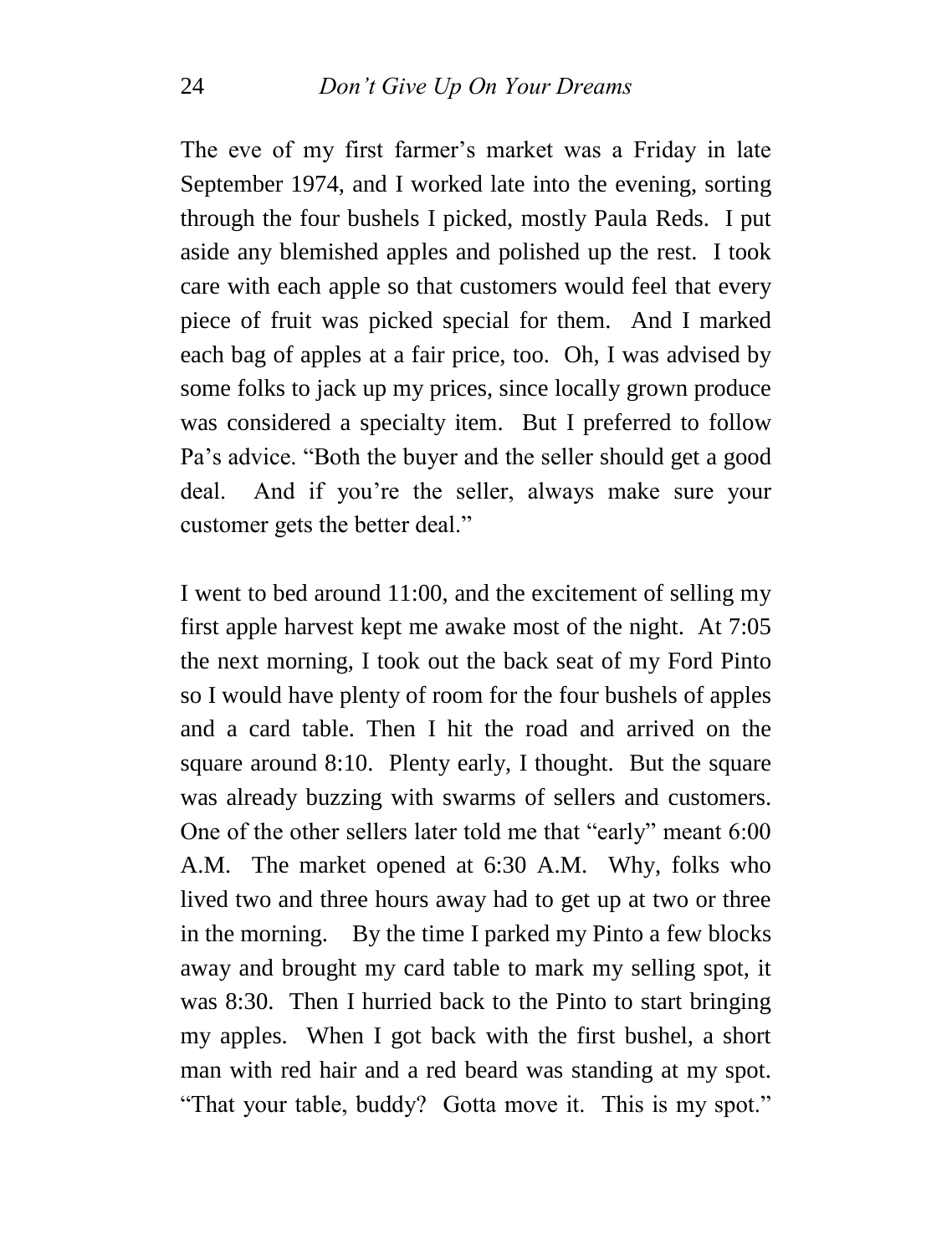The eve of my first farmer's market was a Friday in late September 1974, and I worked late into the evening, sorting through the four bushels I picked, mostly Paula Reds. I put aside any blemished apples and polished up the rest. I took care with each apple so that customers would feel that every piece of fruit was picked special for them. And I marked each bag of apples at a fair price, too. Oh, I was advised by some folks to jack up my prices, since locally grown produce was considered a specialty item. But I preferred to follow Pa's advice. "Both the buyer and the seller should get a good deal. And if you're the seller, always make sure your customer gets the better deal."

I went to bed around 11:00, and the excitement of selling my first apple harvest kept me awake most of the night. At 7:05 the next morning, I took out the back seat of my Ford Pinto so I would have plenty of room for the four bushels of apples and a card table. Then I hit the road and arrived on the square around 8:10. Plenty early, I thought. But the square was already buzzing with swarms of sellers and customers. One of the other sellers later told me that "early" meant 6:00 A.M. The market opened at 6:30 A.M. Why, folks who lived two and three hours away had to get up at two or three in the morning. By the time I parked my Pinto a few blocks away and brought my card table to mark my selling spot, it was 8:30. Then I hurried back to the Pinto to start bringing my apples. When I got back with the first bushel, a short man with red hair and a red beard was standing at my spot. "That your table, buddy? Gotta move it. This is my spot."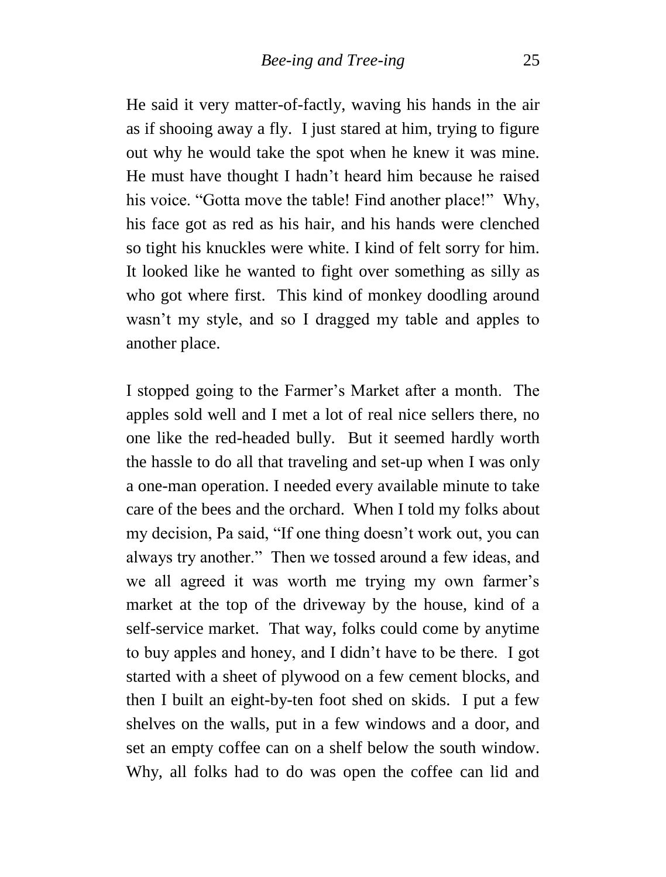He said it very matter-of-factly, waving his hands in the air as if shooing away a fly. I just stared at him, trying to figure out why he would take the spot when he knew it was mine. He must have thought I hadn't heard him because he raised his voice. "Gotta move the table! Find another place!" Why, his face got as red as his hair, and his hands were clenched so tight his knuckles were white. I kind of felt sorry for him. It looked like he wanted to fight over something as silly as who got where first. This kind of monkey doodling around wasn't my style, and so I dragged my table and apples to another place.

I stopped going to the Farmer's Market after a month. The apples sold well and I met a lot of real nice sellers there, no one like the red-headed bully. But it seemed hardly worth the hassle to do all that traveling and set-up when I was only a one-man operation. I needed every available minute to take care of the bees and the orchard. When I told my folks about my decision, Pa said, "If one thing doesn't work out, you can always try another." Then we tossed around a few ideas, and we all agreed it was worth me trying my own farmer's market at the top of the driveway by the house, kind of a self-service market. That way, folks could come by anytime to buy apples and honey, and I didn't have to be there. I got started with a sheet of plywood on a few cement blocks, and then I built an eight-by-ten foot shed on skids. I put a few shelves on the walls, put in a few windows and a door, and set an empty coffee can on a shelf below the south window. Why, all folks had to do was open the coffee can lid and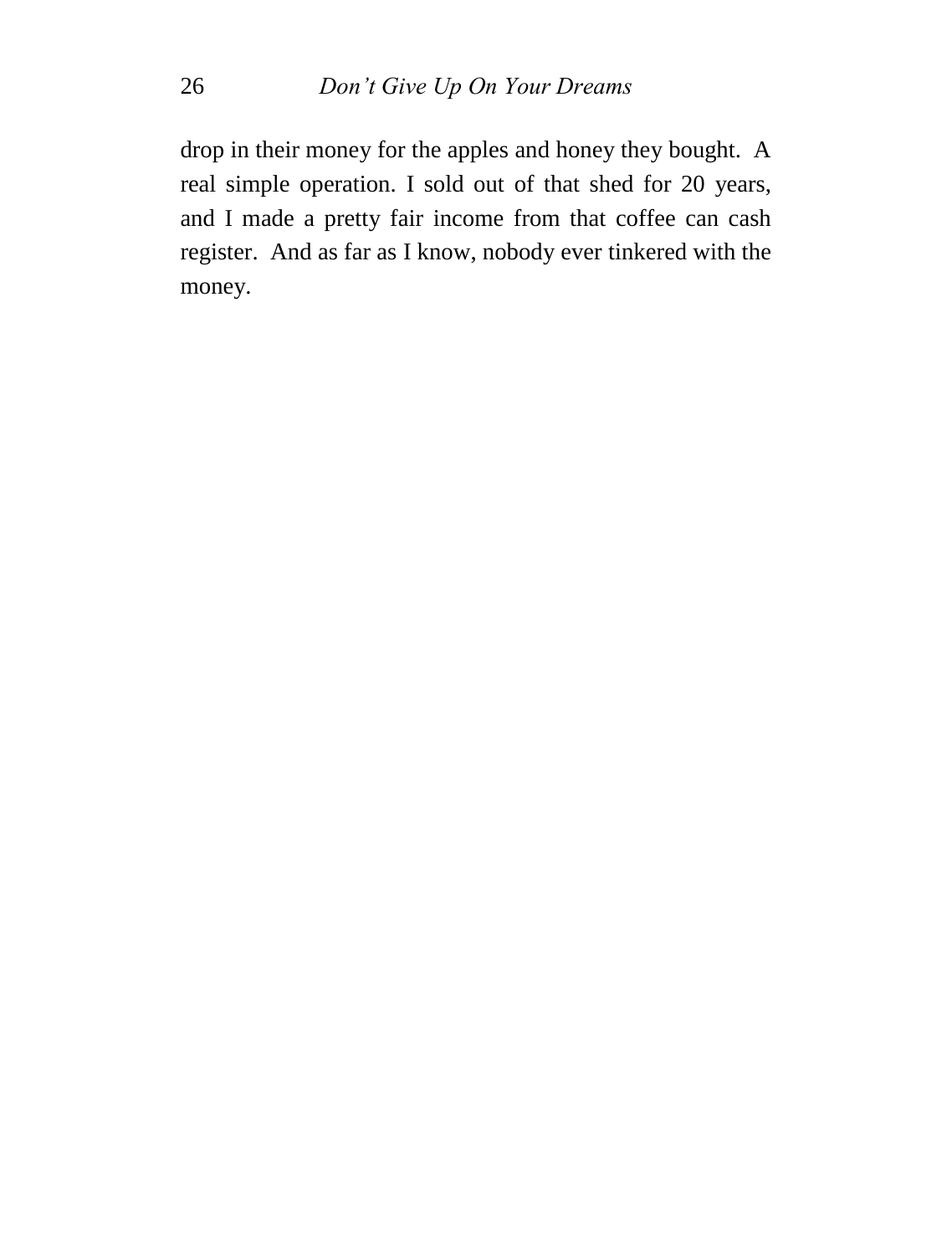drop in their money for the apples and honey they bought. A real simple operation. I sold out of that shed for 20 years, and I made a pretty fair income from that coffee can cash register. And as far as I know, nobody ever tinkered with the money.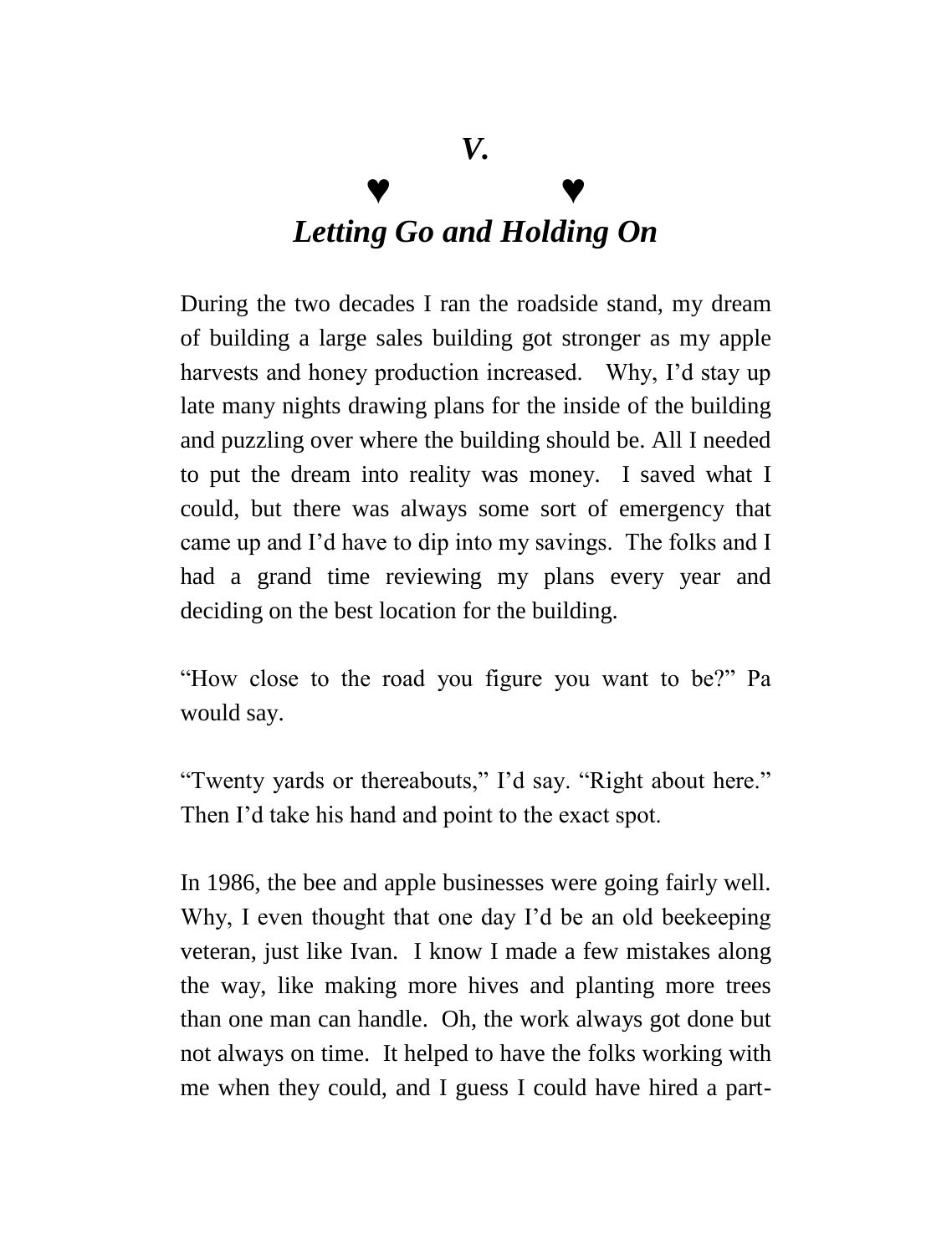# *V.*

## ♥ ♥

## *Letting Go and Holding On*

During the two decades I ran the roadside stand, my dream of building a large sales building got stronger as my apple harvests and honey production increased. Why, I'd stay up late many nights drawing plans for the inside of the building and puzzling over where the building should be. All I needed to put the dream into reality was money. I saved what I could, but there was always some sort of emergency that came up and I'd have to dip into my savings. The folks and I had a grand time reviewing my plans every year and deciding on the best location for the building.

"How close to the road you figure you want to be?" Pa would say.

"Twenty yards or thereabouts," I'd say. "Right about here." Then I'd take his hand and point to the exact spot.

In 1986, the bee and apple businesses were going fairly well. Why, I even thought that one day I'd be an old beekeeping veteran, just like Ivan. I know I made a few mistakes along the way, like making more hives and planting more trees than one man can handle. Oh, the work always got done but not always on time. It helped to have the folks working with me when they could, and I guess I could have hired a part-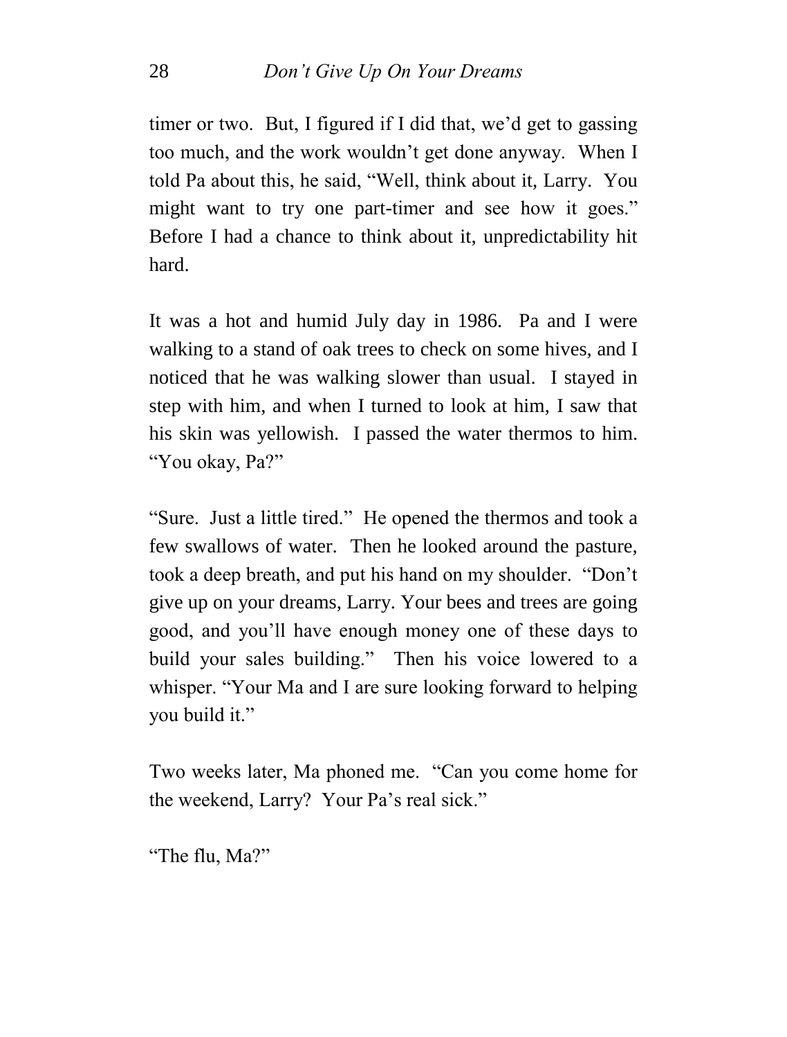timer or two. But, I figured if I did that, we'd get to gassing too much, and the work wouldn't get done anyway. When I told Pa about this, he said, "Well, think about it, Larry. You might want to try one part-timer and see how it goes." Before I had a chance to think about it, unpredictability hit hard.

It was a hot and humid July day in 1986. Pa and I were walking to a stand of oak trees to check on some hives, and I noticed that he was walking slower than usual. I stayed in step with him, and when I turned to look at him, I saw that his skin was yellowish. I passed the water thermos to him. "You okay, Pa?"

"Sure. Just a little tired." He opened the thermos and took a few swallows of water. Then he looked around the pasture, took a deep breath, and put his hand on my shoulder. "Don't give up on your dreams, Larry. Your bees and trees are going good, and you'll have enough money one of these days to build your sales building." Then his voice lowered to a whisper. "Your Ma and I are sure looking forward to helping you build it."

Two weeks later, Ma phoned me. "Can you come home for the weekend, Larry? Your Pa's real sick."

"The flu, Ma?"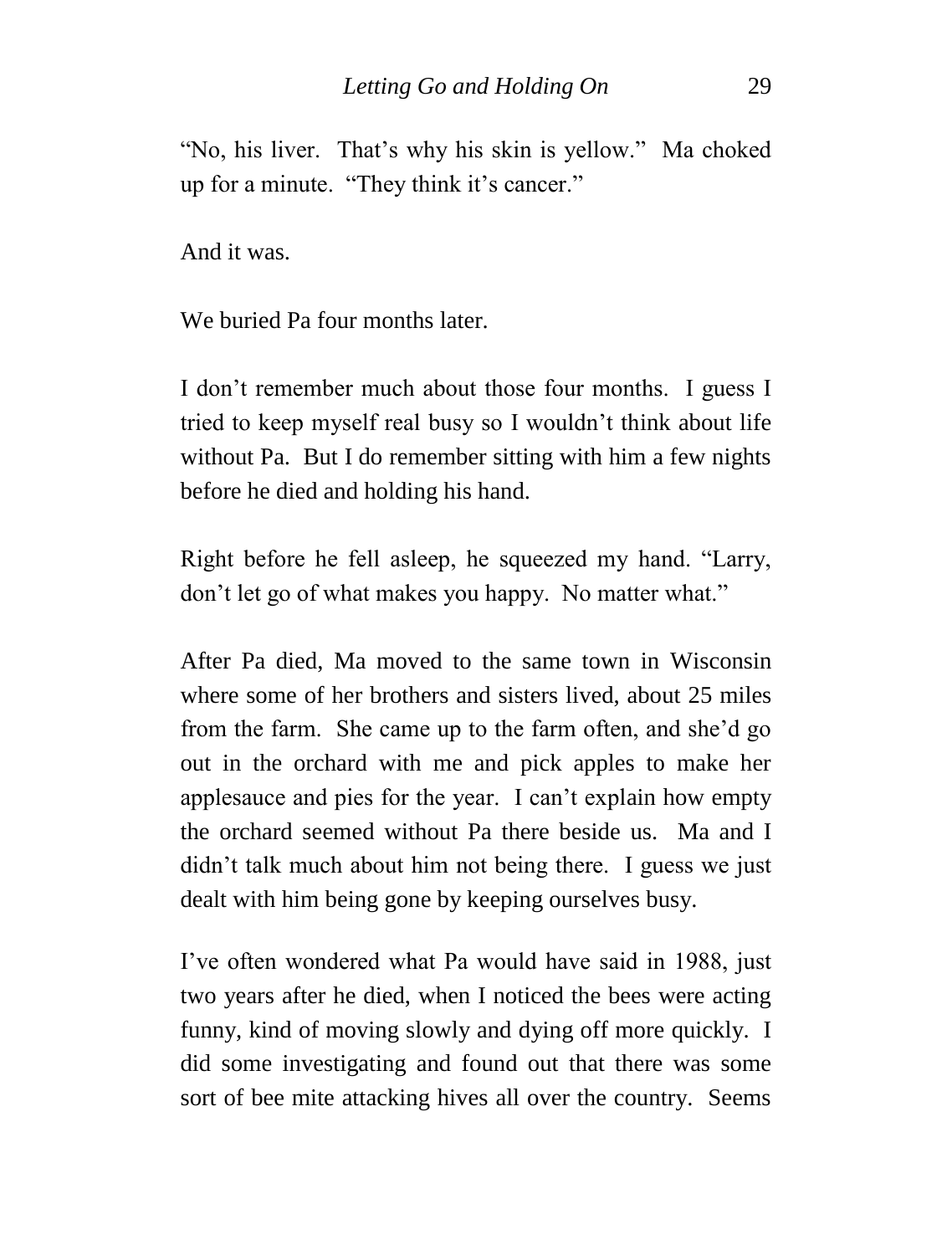"No, his liver. That's why his skin is yellow." Ma choked up for a minute. "They think it's cancer."

And it was.

We buried Pa four months later.

I don't remember much about those four months. I guess I tried to keep myself real busy so I wouldn't think about life without Pa. But I do remember sitting with him a few nights before he died and holding his hand.

Right before he fell asleep, he squeezed my hand. "Larry, don't let go of what makes you happy. No matter what."

After Pa died, Ma moved to the same town in Wisconsin where some of her brothers and sisters lived, about 25 miles from the farm. She came up to the farm often, and she'd go out in the orchard with me and pick apples to make her applesauce and pies for the year. I can't explain how empty the orchard seemed without Pa there beside us. Ma and I didn't talk much about him not being there. I guess we just dealt with him being gone by keeping ourselves busy.

I've often wondered what Pa would have said in 1988, just two years after he died, when I noticed the bees were acting funny, kind of moving slowly and dying off more quickly. I did some investigating and found out that there was some sort of bee mite attacking hives all over the country. Seems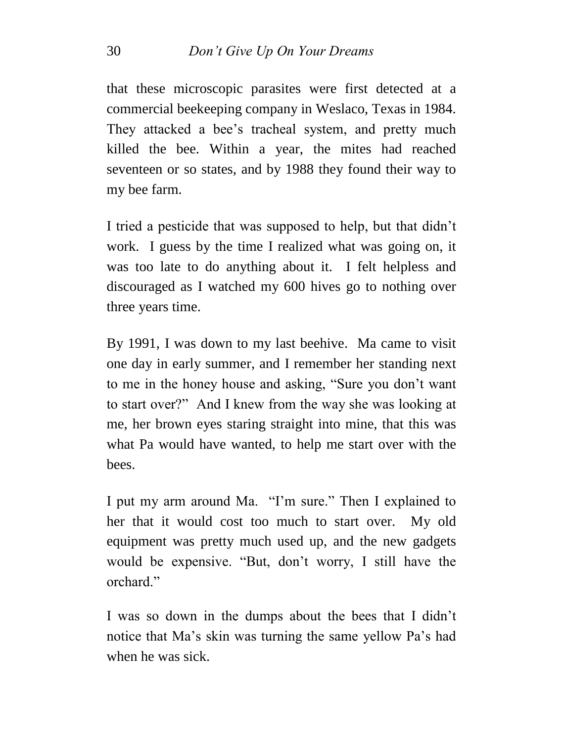that these microscopic parasites were first detected at a commercial beekeeping company in Weslaco, Texas in 1984. They attacked a bee's tracheal system, and pretty much killed the bee. Within a year, the mites had reached seventeen or so states, and by 1988 they found their way to my bee farm.

I tried a pesticide that was supposed to help, but that didn't work. I guess by the time I realized what was going on, it was too late to do anything about it. I felt helpless and discouraged as I watched my 600 hives go to nothing over three years time.

By 1991, I was down to my last beehive. Ma came to visit one day in early summer, and I remember her standing next to me in the honey house and asking, "Sure you don't want to start over?" And I knew from the way she was looking at me, her brown eyes staring straight into mine, that this was what Pa would have wanted, to help me start over with the bees.

I put my arm around Ma. "I'm sure." Then I explained to her that it would cost too much to start over. My old equipment was pretty much used up, and the new gadgets would be expensive. "But, don't worry, I still have the orchard."

I was so down in the dumps about the bees that I didn't notice that Ma's skin was turning the same yellow Pa's had when he was sick.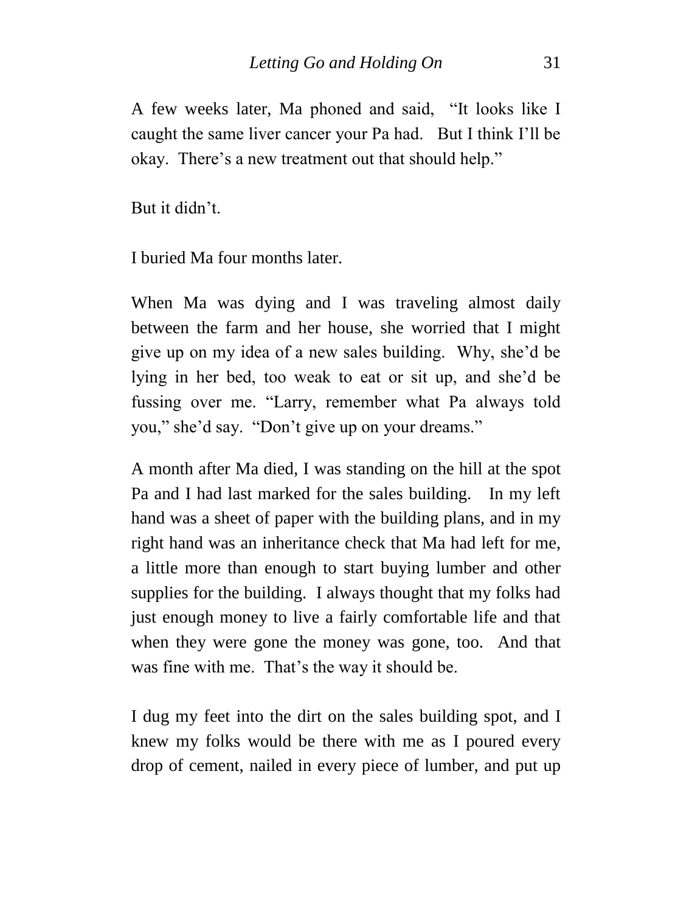A few weeks later, Ma phoned and said, "It looks like I caught the same liver cancer your Pa had. But I think I'll be okay. There's a new treatment out that should help."

But it didn't.

I buried Ma four months later.

When Ma was dying and I was traveling almost daily between the farm and her house, she worried that I might give up on my idea of a new sales building. Why, she'd be lying in her bed, too weak to eat or sit up, and she'd be fussing over me. "Larry, remember what Pa always told you," she'd say. "Don't give up on your dreams."

A month after Ma died, I was standing on the hill at the spot Pa and I had last marked for the sales building. In my left hand was a sheet of paper with the building plans, and in my right hand was an inheritance check that Ma had left for me, a little more than enough to start buying lumber and other supplies for the building. I always thought that my folks had just enough money to live a fairly comfortable life and that when they were gone the money was gone, too. And that was fine with me. That's the way it should be.

I dug my feet into the dirt on the sales building spot, and I knew my folks would be there with me as I poured every drop of cement, nailed in every piece of lumber, and put up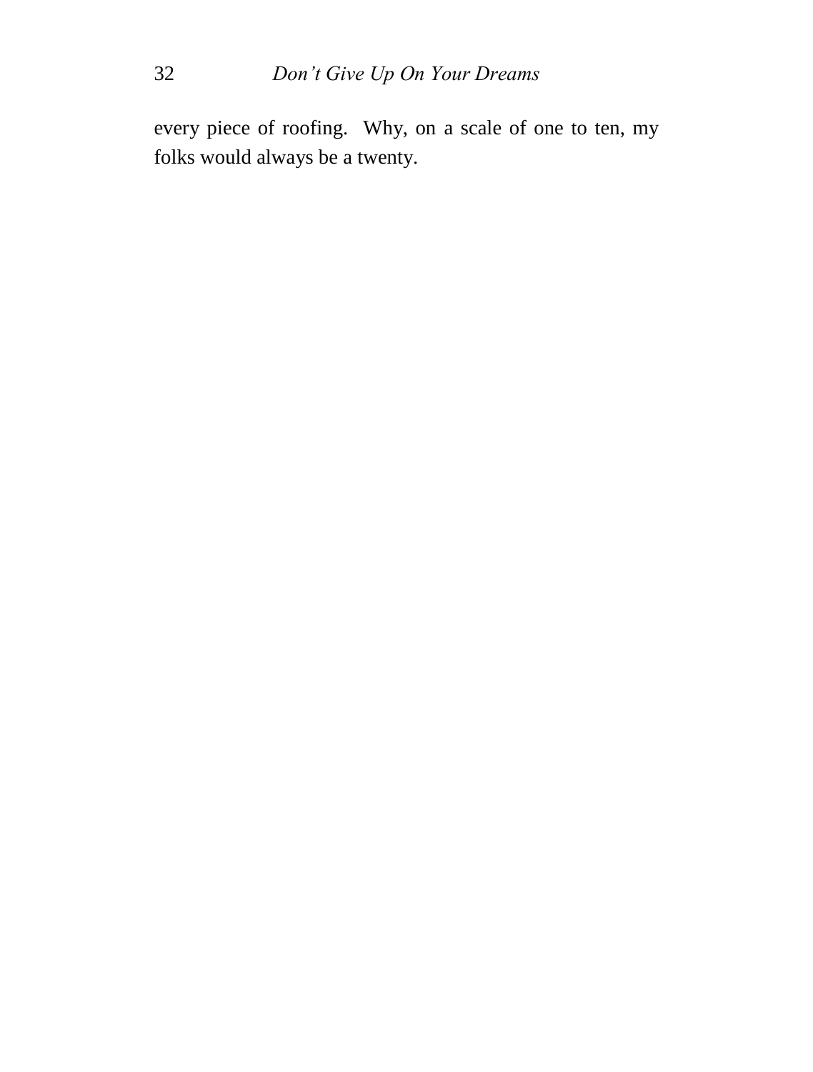every piece of roofing.  Why, on a scale of one to ten, my folks would always be a twenty.